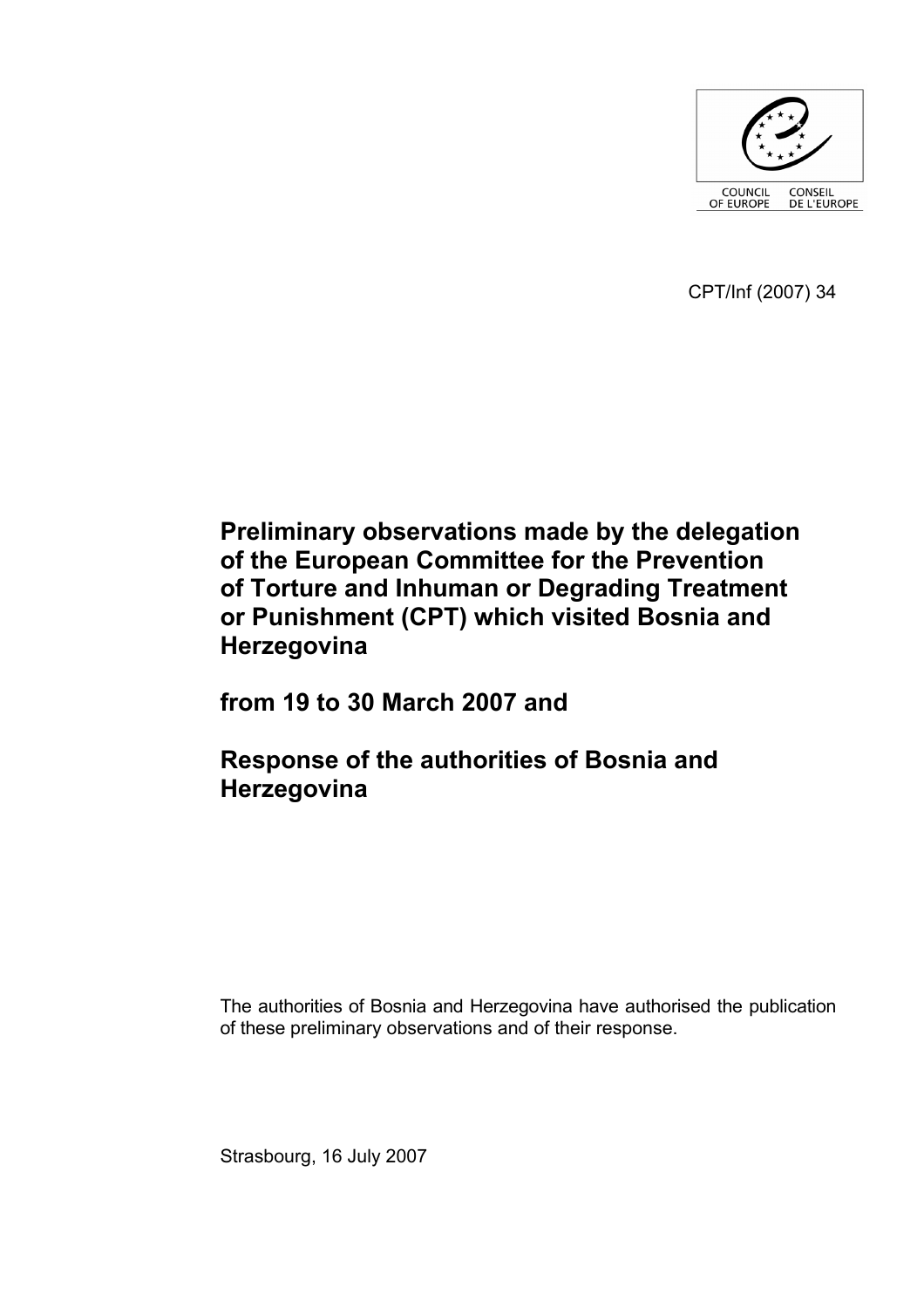COUNCIL OF EUROPE CONSEIL DE L'EUROPE

CPT/Inf (2007) 34

# Preliminary observations made by the delegation of the European Committee for the Prevention of Torture and Inhuman or Degrading Treatment or Punishment (CPT) which visited Bosnia and Herzegovina

# from 19 to 30 March 2007 and

# Response of the authorities of Bosnia and Herzegovina

The authorities of Bosnia and Herzegovina have authorised the publication of these preliminary observations and of their response.

Strasbourg, 16 July 2007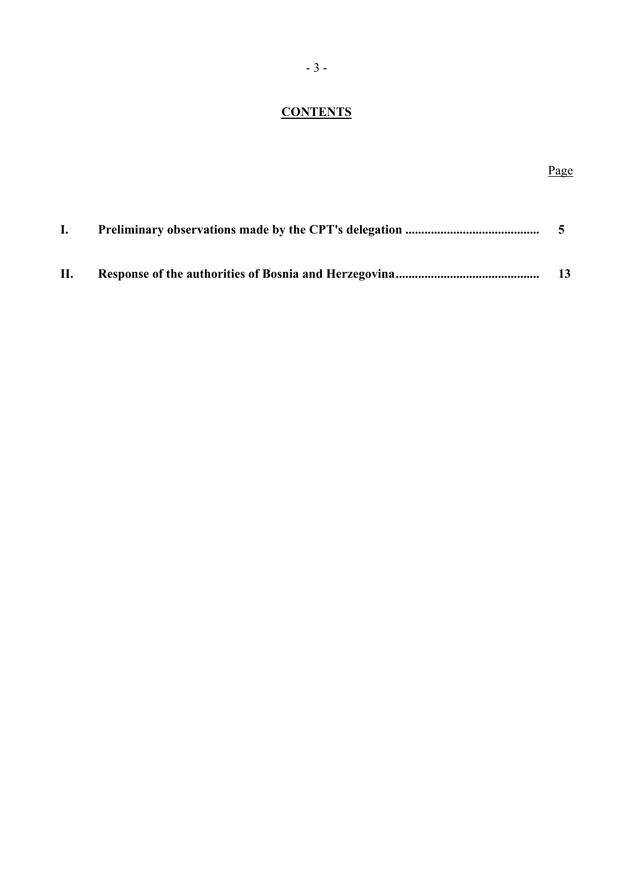# **CONTENTS**

| | | Page |
|---|---|---|
| **I.** | **Preliminary observations made by the CPT's delegation** | **5** |
| **II.** | **Response of the authorities of Bosnia and Herzegovina** | **13** |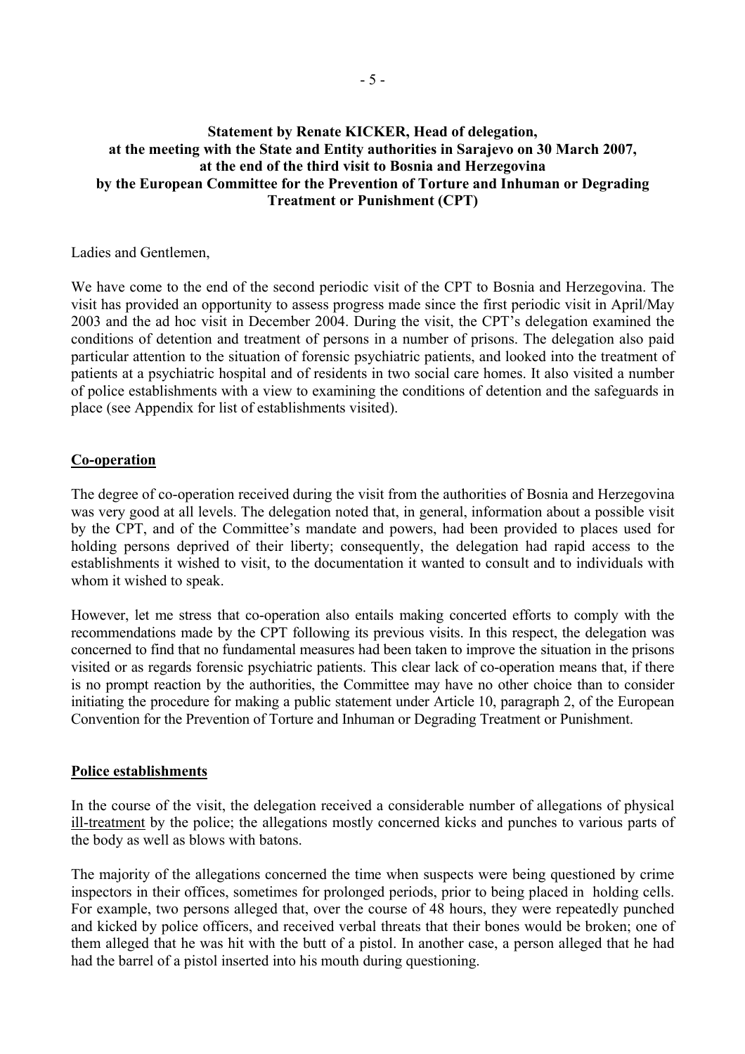**Statement by Renate KICKER, Head of delegation,
at the meeting with the State and Entity authorities in Sarajevo on 30 March 2007,
at the end of the third visit to Bosnia and Herzegovina
by the European Committee for the Prevention of Torture and Inhuman or Degrading Treatment or Punishment (CPT)**

Ladies and Gentlemen,

We have come to the end of the second periodic visit of the CPT to Bosnia and Herzegovina. The visit has provided an opportunity to assess progress made since the first periodic visit in April/May 2003 and the ad hoc visit in December 2004. During the visit, the CPT's delegation examined the conditions of detention and treatment of persons in a number of prisons. The delegation also paid particular attention to the situation of forensic psychiatric patients, and looked into the treatment of patients at a psychiatric hospital and of residents in two social care homes. It also visited a number of police establishments with a view to examining the conditions of detention and the safeguards in place (see Appendix for list of establishments visited).

**Co-operation**

The degree of co-operation received during the visit from the authorities of Bosnia and Herzegovina was very good at all levels. The delegation noted that, in general, information about a possible visit by the CPT, and of the Committee's mandate and powers, had been provided to places used for holding persons deprived of their liberty; consequently, the delegation had rapid access to the establishments it wished to visit, to the documentation it wanted to consult and to individuals with whom it wished to speak.

However, let me stress that co-operation also entails making concerted efforts to comply with the recommendations made by the CPT following its previous visits. In this respect, the delegation was concerned to find that no fundamental measures had been taken to improve the situation in the prisons visited or as regards forensic psychiatric patients. This clear lack of co-operation means that, if there is no prompt reaction by the authorities, the Committee may have no other choice than to consider initiating the procedure for making a public statement under Article 10, paragraph 2, of the European Convention for the Prevention of Torture and Inhuman or Degrading Treatment or Punishment.

**Police establishments**

In the course of the visit, the delegation received a considerable number of allegations of physical ill-treatment by the police; the allegations mostly concerned kicks and punches to various parts of the body as well as blows with batons.

The majority of the allegations concerned the time when suspects were being questioned by crime inspectors in their offices, sometimes for prolonged periods, prior to being placed in holding cells. For example, two persons alleged that, over the course of 48 hours, they were repeatedly punched and kicked by police officers, and received verbal threats that their bones would be broken; one of them alleged that he was hit with the butt of a pistol. In another case, a person alleged that he had had the barrel of a pistol inserted into his mouth during questioning.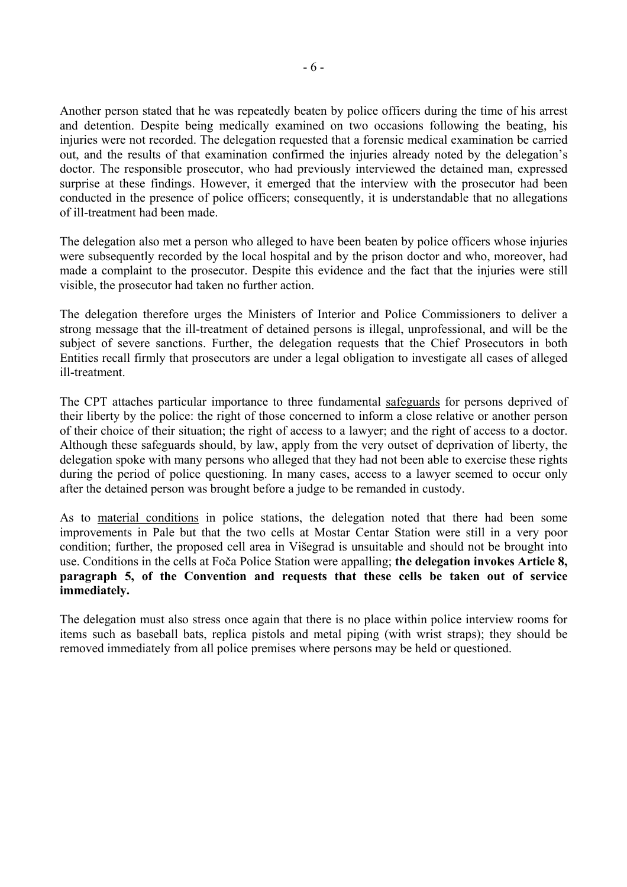Another person stated that he was repeatedly beaten by police officers during the time of his arrest and detention. Despite being medically examined on two occasions following the beating, his injuries were not recorded. The delegation requested that a forensic medical examination be carried out, and the results of that examination confirmed the injuries already noted by the delegation's doctor. The responsible prosecutor, who had previously interviewed the detained man, expressed surprise at these findings. However, it emerged that the interview with the prosecutor had been conducted in the presence of police officers; consequently, it is understandable that no allegations of ill-treatment had been made.

The delegation also met a person who alleged to have been beaten by police officers whose injuries were subsequently recorded by the local hospital and by the prison doctor and who, moreover, had made a complaint to the prosecutor. Despite this evidence and the fact that the injuries were still visible, the prosecutor had taken no further action.

The delegation therefore urges the Ministers of Interior and Police Commissioners to deliver a strong message that the ill-treatment of detained persons is illegal, unprofessional, and will be the subject of severe sanctions. Further, the delegation requests that the Chief Prosecutors in both Entities recall firmly that prosecutors are under a legal obligation to investigate all cases of alleged ill-treatment.

The CPT attaches particular importance to three fundamental safeguards for persons deprived of their liberty by the police: the right of those concerned to inform a close relative or another person of their choice of their situation; the right of access to a lawyer; and the right of access to a doctor. Although these safeguards should, by law, apply from the very outset of deprivation of liberty, the delegation spoke with many persons who alleged that they had not been able to exercise these rights during the period of police questioning. In many cases, access to a lawyer seemed to occur only after the detained person was brought before a judge to be remanded in custody.

As to material conditions in police stations, the delegation noted that there had been some improvements in Pale but that the two cells at Mostar Centar Station were still in a very poor condition; further, the proposed cell area in Višegrad is unsuitable and should not be brought into use. Conditions in the cells at Foča Police Station were appalling; **the delegation invokes Article 8, paragraph 5, of the Convention and requests that these cells be taken out of service immediately.**

The delegation must also stress once again that there is no place within police interview rooms for items such as baseball bats, replica pistols and metal piping (with wrist straps); they should be removed immediately from all police premises where persons may be held or questioned.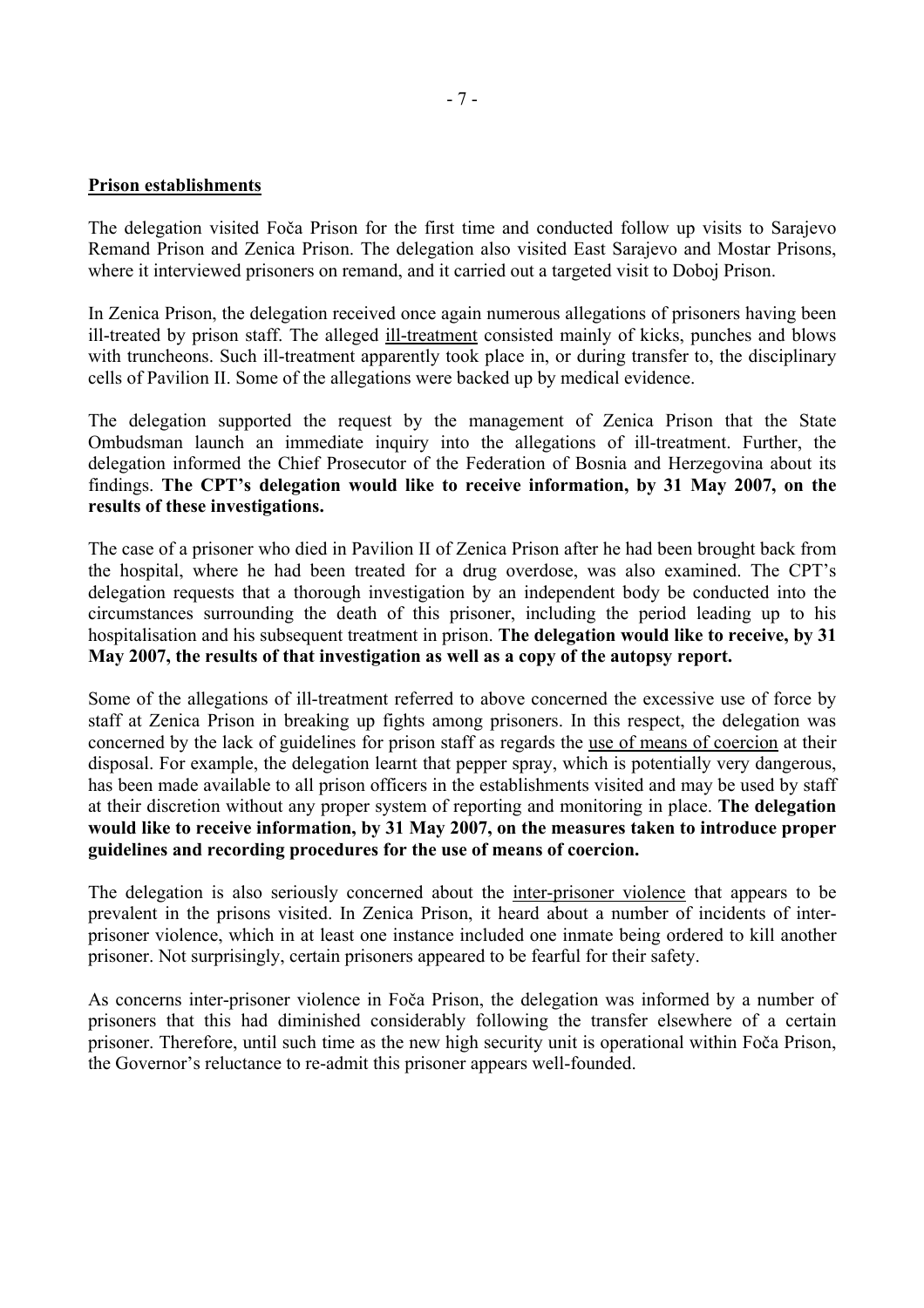**Prison establishments**

The delegation visited Foča Prison for the first time and conducted follow up visits to Sarajevo Remand Prison and Zenica Prison. The delegation also visited East Sarajevo and Mostar Prisons, where it interviewed prisoners on remand, and it carried out a targeted visit to Doboj Prison.

In Zenica Prison, the delegation received once again numerous allegations of prisoners having been ill-treated by prison staff. The alleged ill-treatment consisted mainly of kicks, punches and blows with truncheons. Such ill-treatment apparently took place in, or during transfer to, the disciplinary cells of Pavilion II. Some of the allegations were backed up by medical evidence.

The delegation supported the request by the management of Zenica Prison that the State Ombudsman launch an immediate inquiry into the allegations of ill-treatment. Further, the delegation informed the Chief Prosecutor of the Federation of Bosnia and Herzegovina about its findings. **The CPT's delegation would like to receive information, by 31 May 2007, on the results of these investigations.**

The case of a prisoner who died in Pavilion II of Zenica Prison after he had been brought back from the hospital, where he had been treated for a drug overdose, was also examined. The CPT's delegation requests that a thorough investigation by an independent body be conducted into the circumstances surrounding the death of this prisoner, including the period leading up to his hospitalisation and his subsequent treatment in prison. **The delegation would like to receive, by 31 May 2007, the results of that investigation as well as a copy of the autopsy report.**

Some of the allegations of ill-treatment referred to above concerned the excessive use of force by staff at Zenica Prison in breaking up fights among prisoners. In this respect, the delegation was concerned by the lack of guidelines for prison staff as regards the use of means of coercion at their disposal. For example, the delegation learnt that pepper spray, which is potentially very dangerous, has been made available to all prison officers in the establishments visited and may be used by staff at their discretion without any proper system of reporting and monitoring in place. **The delegation would like to receive information, by 31 May 2007, on the measures taken to introduce proper guidelines and recording procedures for the use of means of coercion.**

The delegation is also seriously concerned about the inter-prisoner violence that appears to be prevalent in the prisons visited. In Zenica Prison, it heard about a number of incidents of inter-prisoner violence, which in at least one instance included one inmate being ordered to kill another prisoner. Not surprisingly, certain prisoners appeared to be fearful for their safety.

As concerns inter-prisoner violence in Foča Prison, the delegation was informed by a number of prisoners that this had diminished considerably following the transfer elsewhere of a certain prisoner. Therefore, until such time as the new high security unit is operational within Foča Prison, the Governor's reluctance to re-admit this prisoner appears well-founded.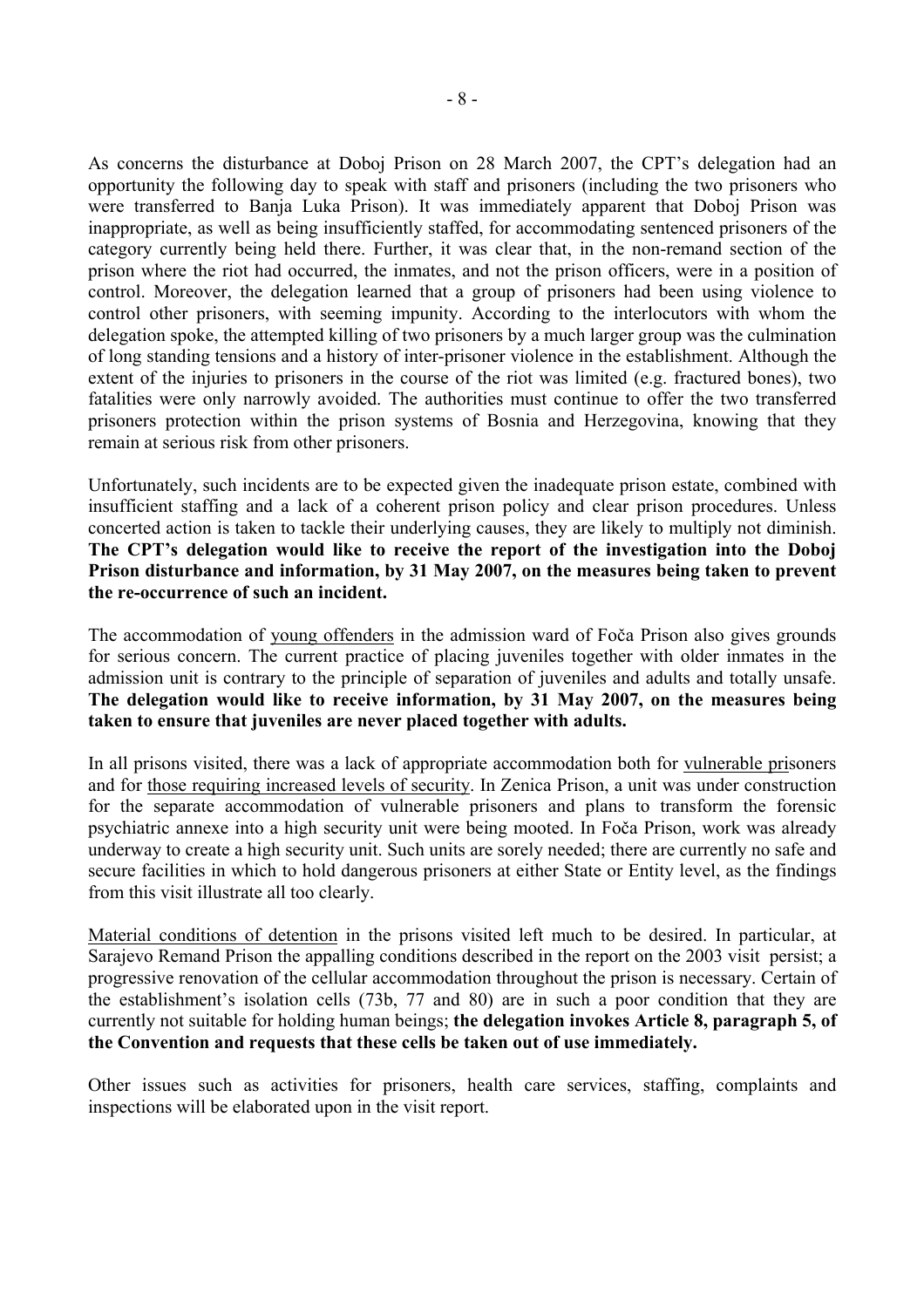As concerns the disturbance at Doboj Prison on 28 March 2007, the CPT's delegation had an opportunity the following day to speak with staff and prisoners (including the two prisoners who were transferred to Banja Luka Prison). It was immediately apparent that Doboj Prison was inappropriate, as well as being insufficiently staffed, for accommodating sentenced prisoners of the category currently being held there. Further, it was clear that, in the non-remand section of the prison where the riot had occurred, the inmates, and not the prison officers, were in a position of control. Moreover, the delegation learned that a group of prisoners had been using violence to control other prisoners, with seeming impunity. According to the interlocutors with whom the delegation spoke, the attempted killing of two prisoners by a much larger group was the culmination of long standing tensions and a history of inter-prisoner violence in the establishment. Although the extent of the injuries to prisoners in the course of the riot was limited (e.g. fractured bones), two fatalities were only narrowly avoided. The authorities must continue to offer the two transferred prisoners protection within the prison systems of Bosnia and Herzegovina, knowing that they remain at serious risk from other prisoners.

Unfortunately, such incidents are to be expected given the inadequate prison estate, combined with insufficient staffing and a lack of a coherent prison policy and clear prison procedures. Unless concerted action is taken to tackle their underlying causes, they are likely to multiply not diminish. **The CPT's delegation would like to receive the report of the investigation into the Doboj Prison disturbance and information, by 31 May 2007, on the measures being taken to prevent the re-occurrence of such an incident.**

The accommodation of young offenders in the admission ward of Foča Prison also gives grounds for serious concern. The current practice of placing juveniles together with older inmates in the admission unit is contrary to the principle of separation of juveniles and adults and totally unsafe. **The delegation would like to receive information, by 31 May 2007, on the measures being taken to ensure that juveniles are never placed together with adults.**

In all prisons visited, there was a lack of appropriate accommodation both for vulnerable prisoners and for those requiring increased levels of security. In Zenica Prison, a unit was under construction for the separate accommodation of vulnerable prisoners and plans to transform the forensic psychiatric annexe into a high security unit were being mooted. In Foča Prison, work was already underway to create a high security unit. Such units are sorely needed; there are currently no safe and secure facilities in which to hold dangerous prisoners at either State or Entity level, as the findings from this visit illustrate all too clearly.

Material conditions of detention in the prisons visited left much to be desired. In particular, at Sarajevo Remand Prison the appalling conditions described in the report on the 2003 visit persist; a progressive renovation of the cellular accommodation throughout the prison is necessary. Certain of the establishment's isolation cells (73b, 77 and 80) are in such a poor condition that they are currently not suitable for holding human beings; **the delegation invokes Article 8, paragraph 5, of the Convention and requests that these cells be taken out of use immediately.**

Other issues such as activities for prisoners, health care services, staffing, complaints and inspections will be elaborated upon in the visit report.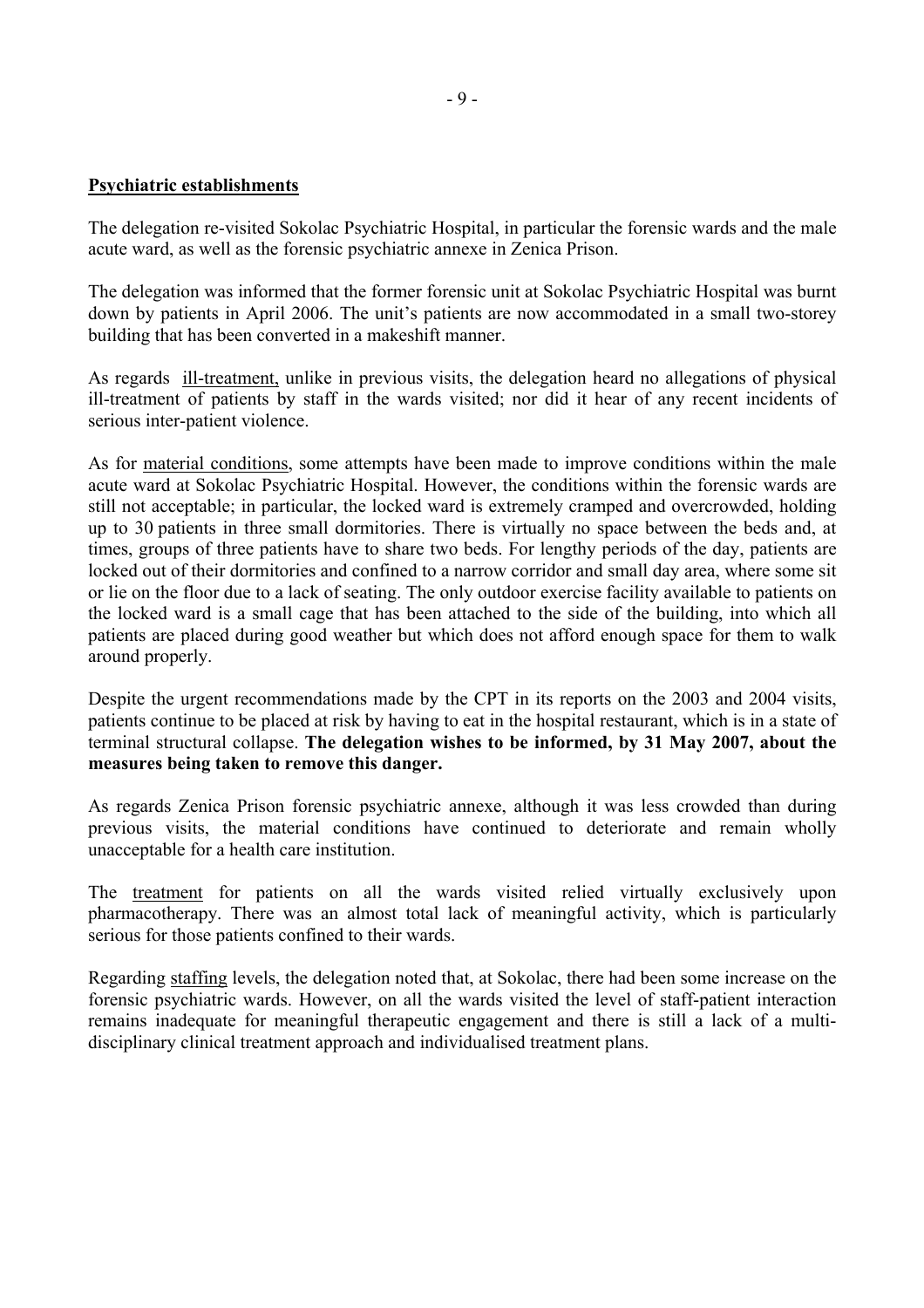**Psychiatric establishments**

The delegation re-visited Sokolac Psychiatric Hospital, in particular the forensic wards and the male acute ward, as well as the forensic psychiatric annexe in Zenica Prison.

The delegation was informed that the former forensic unit at Sokolac Psychiatric Hospital was burnt down by patients in April 2006. The unit's patients are now accommodated in a small two-storey building that has been converted in a makeshift manner.

As regards ill-treatment, unlike in previous visits, the delegation heard no allegations of physical ill-treatment of patients by staff in the wards visited; nor did it hear of any recent incidents of serious inter-patient violence.

As for material conditions, some attempts have been made to improve conditions within the male acute ward at Sokolac Psychiatric Hospital. However, the conditions within the forensic wards are still not acceptable; in particular, the locked ward is extremely cramped and overcrowded, holding up to 30 patients in three small dormitories. There is virtually no space between the beds and, at times, groups of three patients have to share two beds. For lengthy periods of the day, patients are locked out of their dormitories and confined to a narrow corridor and small day area, where some sit or lie on the floor due to a lack of seating. The only outdoor exercise facility available to patients on the locked ward is a small cage that has been attached to the side of the building, into which all patients are placed during good weather but which does not afford enough space for them to walk around properly.

Despite the urgent recommendations made by the CPT in its reports on the 2003 and 2004 visits, patients continue to be placed at risk by having to eat in the hospital restaurant, which is in a state of terminal structural collapse. **The delegation wishes to be informed, by 31 May 2007, about the measures being taken to remove this danger.**

As regards Zenica Prison forensic psychiatric annexe, although it was less crowded than during previous visits, the material conditions have continued to deteriorate and remain wholly unacceptable for a health care institution.

The treatment for patients on all the wards visited relied virtually exclusively upon pharmacotherapy. There was an almost total lack of meaningful activity, which is particularly serious for those patients confined to their wards.

Regarding staffing levels, the delegation noted that, at Sokolac, there had been some increase on the forensic psychiatric wards. However, on all the wards visited the level of staff-patient interaction remains inadequate for meaningful therapeutic engagement and there is still a lack of a multi-disciplinary clinical treatment approach and individualised treatment plans.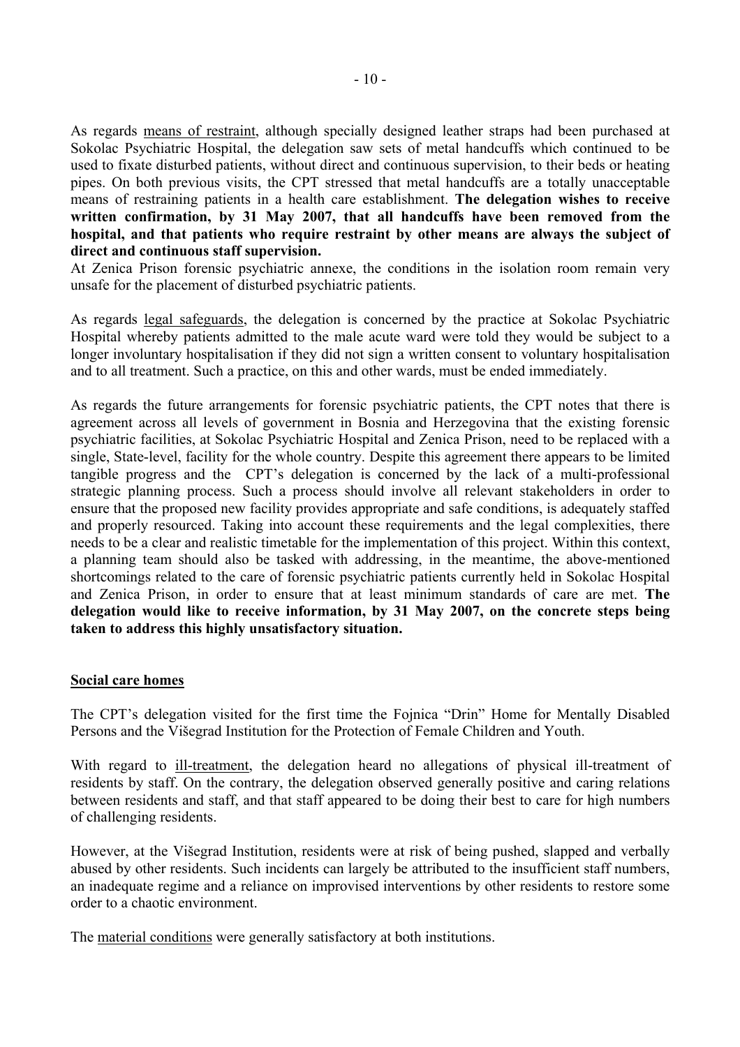As regards <u>means of restraint</u>, although specially designed leather straps had been purchased at Sokolac Psychiatric Hospital, the delegation saw sets of metal handcuffs which continued to be used to fixate disturbed patients, without direct and continuous supervision, to their beds or heating pipes. On both previous visits, the CPT stressed that metal handcuffs are a totally unacceptable means of restraining patients in a health care establishment. **The delegation wishes to receive written confirmation, by 31 May 2007, that all handcuffs have been removed from the hospital, and that patients who require restraint by other means are always the subject of direct and continuous staff supervision.**

At Zenica Prison forensic psychiatric annexe, the conditions in the isolation room remain very unsafe for the placement of disturbed psychiatric patients.

As regards <u>legal safeguards</u>, the delegation is concerned by the practice at Sokolac Psychiatric Hospital whereby patients admitted to the male acute ward were told they would be subject to a longer involuntary hospitalisation if they did not sign a written consent to voluntary hospitalisation and to all treatment. Such a practice, on this and other wards, must be ended immediately.

As regards the future arrangements for forensic psychiatric patients, the CPT notes that there is agreement across all levels of government in Bosnia and Herzegovina that the existing forensic psychiatric facilities, at Sokolac Psychiatric Hospital and Zenica Prison, need to be replaced with a single, State-level, facility for the whole country. Despite this agreement there appears to be limited tangible progress and the CPT's delegation is concerned by the lack of a multi-professional strategic planning process. Such a process should involve all relevant stakeholders in order to ensure that the proposed new facility provides appropriate and safe conditions, is adequately staffed and properly resourced. Taking into account these requirements and the legal complexities, there needs to be a clear and realistic timetable for the implementation of this project. Within this context, a planning team should also be tasked with addressing, in the meantime, the above-mentioned shortcomings related to the care of forensic psychiatric patients currently held in Sokolac Hospital and Zenica Prison, in order to ensure that at least minimum standards of care are met. **The delegation would like to receive information, by 31 May 2007, on the concrete steps being taken to address this highly unsatisfactory situation.**

## Social care homes

The CPT's delegation visited for the first time the Fojnica "Drin" Home for Mentally Disabled Persons and the Višegrad Institution for the Protection of Female Children and Youth.

With regard to <u>ill-treatment</u>, the delegation heard no allegations of physical ill-treatment of residents by staff. On the contrary, the delegation observed generally positive and caring relations between residents and staff, and that staff appeared to be doing their best to care for high numbers of challenging residents.

However, at the Višegrad Institution, residents were at risk of being pushed, slapped and verbally abused by other residents. Such incidents can largely be attributed to the insufficient staff numbers, an inadequate regime and a reliance on improvised interventions by other residents to restore some order to a chaotic environment.

The <u>material conditions</u> were generally satisfactory at both institutions.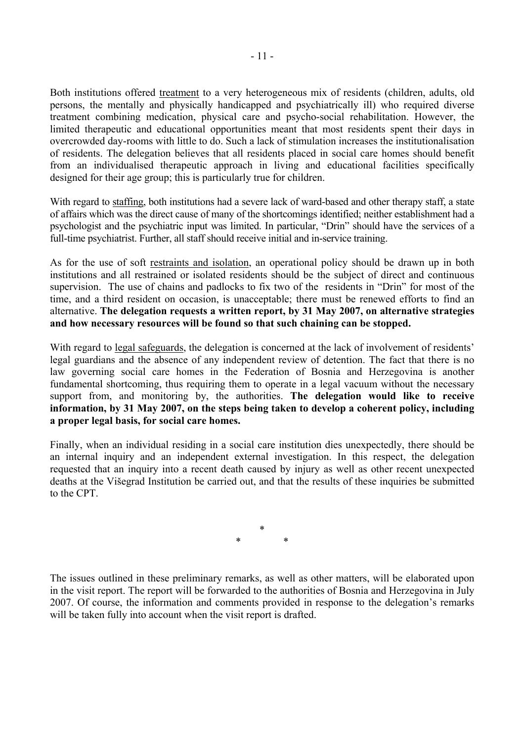Both institutions offered treatment to a very heterogeneous mix of residents (children, adults, old persons, the mentally and physically handicapped and psychiatrically ill) who required diverse treatment combining medication, physical care and psycho-social rehabilitation. However, the limited therapeutic and educational opportunities meant that most residents spent their days in overcrowded day-rooms with little to do. Such a lack of stimulation increases the institutionalisation of residents. The delegation believes that all residents placed in social care homes should benefit from an individualised therapeutic approach in living and educational facilities specifically designed for their age group; this is particularly true for children.

With regard to staffing, both institutions had a severe lack of ward-based and other therapy staff, a state of affairs which was the direct cause of many of the shortcomings identified; neither establishment had a psychologist and the psychiatric input was limited. In particular, "Drin" should have the services of a full-time psychiatrist. Further, all staff should receive initial and in-service training.

As for the use of soft restraints and isolation, an operational policy should be drawn up in both institutions and all restrained or isolated residents should be the subject of direct and continuous supervision. The use of chains and padlocks to fix two of the residents in "Drin" for most of the time, and a third resident on occasion, is unacceptable; there must be renewed efforts to find an alternative. **The delegation requests a written report, by 31 May 2007, on alternative strategies and how necessary resources will be found so that such chaining can be stopped.**

With regard to legal safeguards, the delegation is concerned at the lack of involvement of residents' legal guardians and the absence of any independent review of detention. The fact that there is no law governing social care homes in the Federation of Bosnia and Herzegovina is another fundamental shortcoming, thus requiring them to operate in a legal vacuum without the necessary support from, and monitoring by, the authorities. **The delegation would like to receive information, by 31 May 2007, on the steps being taken to develop a coherent policy, including a proper legal basis, for social care homes.**

Finally, when an individual residing in a social care institution dies unexpectedly, there should be an internal inquiry and an independent external investigation. In this respect, the delegation requested that an inquiry into a recent death caused by injury as well as other recent unexpected deaths at the Višegrad Institution be carried out, and that the results of these inquiries be submitted to the CPT.

\*

\* \*

The issues outlined in these preliminary remarks, as well as other matters, will be elaborated upon in the visit report. The report will be forwarded to the authorities of Bosnia and Herzegovina in July 2007. Of course, the information and comments provided in response to the delegation's remarks will be taken fully into account when the visit report is drafted.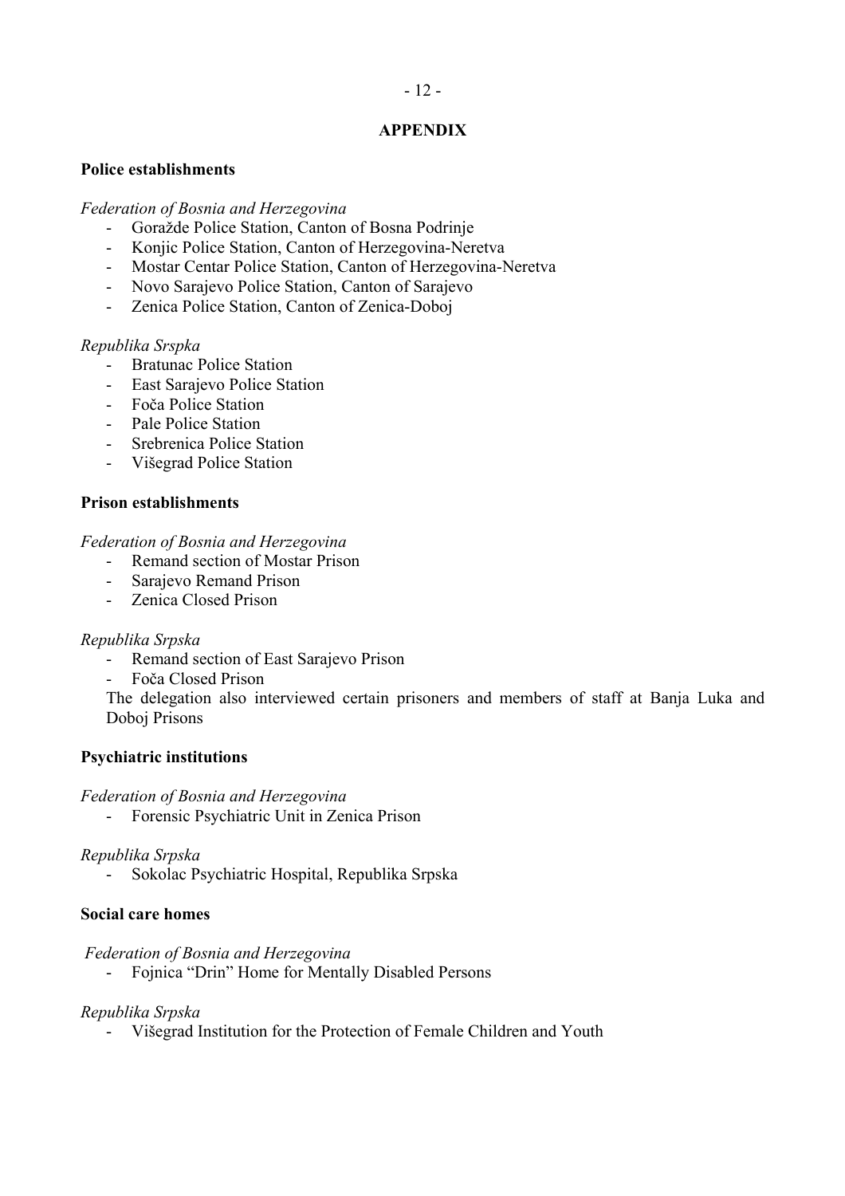# APPENDIX

**Police establishments**

*Federation of Bosnia and Herzegovina*

- Goražde Police Station, Canton of Bosna Podrinje
- Konjic Police Station, Canton of Herzegovina-Neretva
- Mostar Centar Police Station, Canton of Herzegovina-Neretva
- Novo Sarajevo Police Station, Canton of Sarajevo
- Zenica Police Station, Canton of Zenica-Doboj

*Republika Srspka*

- Bratunac Police Station
- East Sarajevo Police Station
- Foča Police Station
- Pale Police Station
- Srebrenica Police Station
- Višegrad Police Station

**Prison establishments**

*Federation of Bosnia and Herzegovina*

- Remand section of Mostar Prison
- Sarajevo Remand Prison
- Zenica Closed Prison

*Republika Srpska*

- Remand section of East Sarajevo Prison
- Foča Closed Prison

The delegation also interviewed certain prisoners and members of staff at Banja Luka and Doboj Prisons

**Psychiatric institutions**

*Federation of Bosnia and Herzegovina*

- Forensic Psychiatric Unit in Zenica Prison

*Republika Srpska*

- Sokolac Psychiatric Hospital, Republika Srpska

**Social care homes**

*Federation of Bosnia and Herzegovina*

- Fojnica "Drin" Home for Mentally Disabled Persons

*Republika Srpska*

- Višegrad Institution for the Protection of Female Children and Youth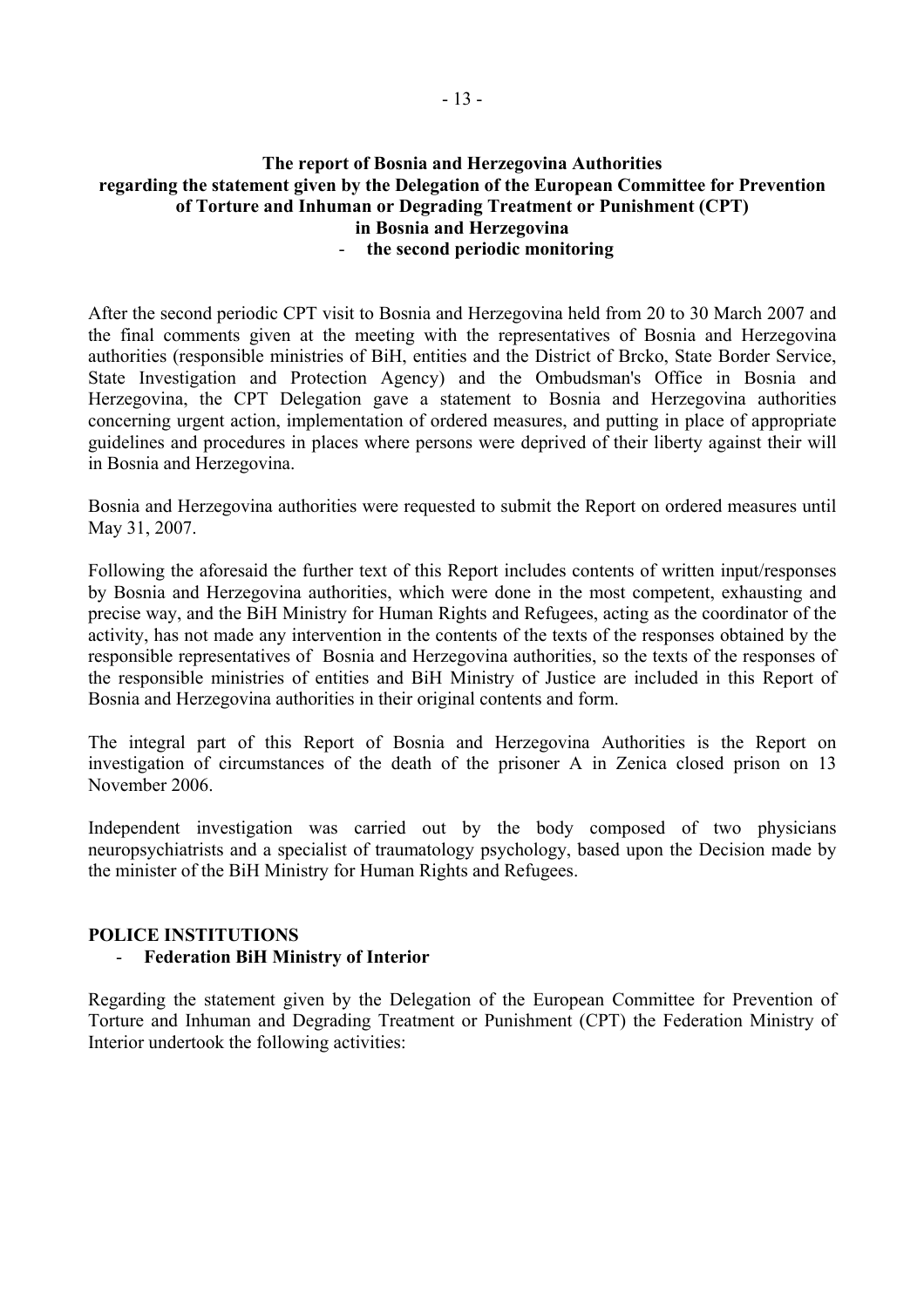**The report of Bosnia and Herzegovina Authorities regarding the statement given by the Delegation of the European Committee for Prevention of Torture and Inhuman or Degrading Treatment or Punishment (CPT) in Bosnia and Herzegovina**

- **the second periodic monitoring**

After the second periodic CPT visit to Bosnia and Herzegovina held from 20 to 30 March 2007 and the final comments given at the meeting with the representatives of Bosnia and Herzegovina authorities (responsible ministries of BiH, entities and the District of Brcko, State Border Service, State Investigation and Protection Agency) and the Ombudsman's Office in Bosnia and Herzegovina, the CPT Delegation gave a statement to Bosnia and Herzegovina authorities concerning urgent action, implementation of ordered measures, and putting in place of appropriate guidelines and procedures in places where persons were deprived of their liberty against their will in Bosnia and Herzegovina.

Bosnia and Herzegovina authorities were requested to submit the Report on ordered measures until May 31, 2007.

Following the aforesaid the further text of this Report includes contents of written input/responses by Bosnia and Herzegovina authorities, which were done in the most competent, exhausting and precise way, and the BiH Ministry for Human Rights and Refugees, acting as the coordinator of the activity, has not made any intervention in the contents of the texts of the responses obtained by the responsible representatives of Bosnia and Herzegovina authorities, so the texts of the responses of the responsible ministries of entities and BiH Ministry of Justice are included in this Report of Bosnia and Herzegovina authorities in their original contents and form.

The integral part of this Report of Bosnia and Herzegovina Authorities is the Report on investigation of circumstances of the death of the prisoner A in Zenica closed prison on 13 November 2006.

Independent investigation was carried out by the body composed of two physicians neuropsychiatrists and a specialist of traumatology psychology, based upon the Decision made by the minister of the BiH Ministry for Human Rights and Refugees.

**POLICE INSTITUTIONS**

- **Federation BiH Ministry of Interior**

Regarding the statement given by the Delegation of the European Committee for Prevention of Torture and Inhuman and Degrading Treatment or Punishment (CPT) the Federation Ministry of Interior undertook the following activities: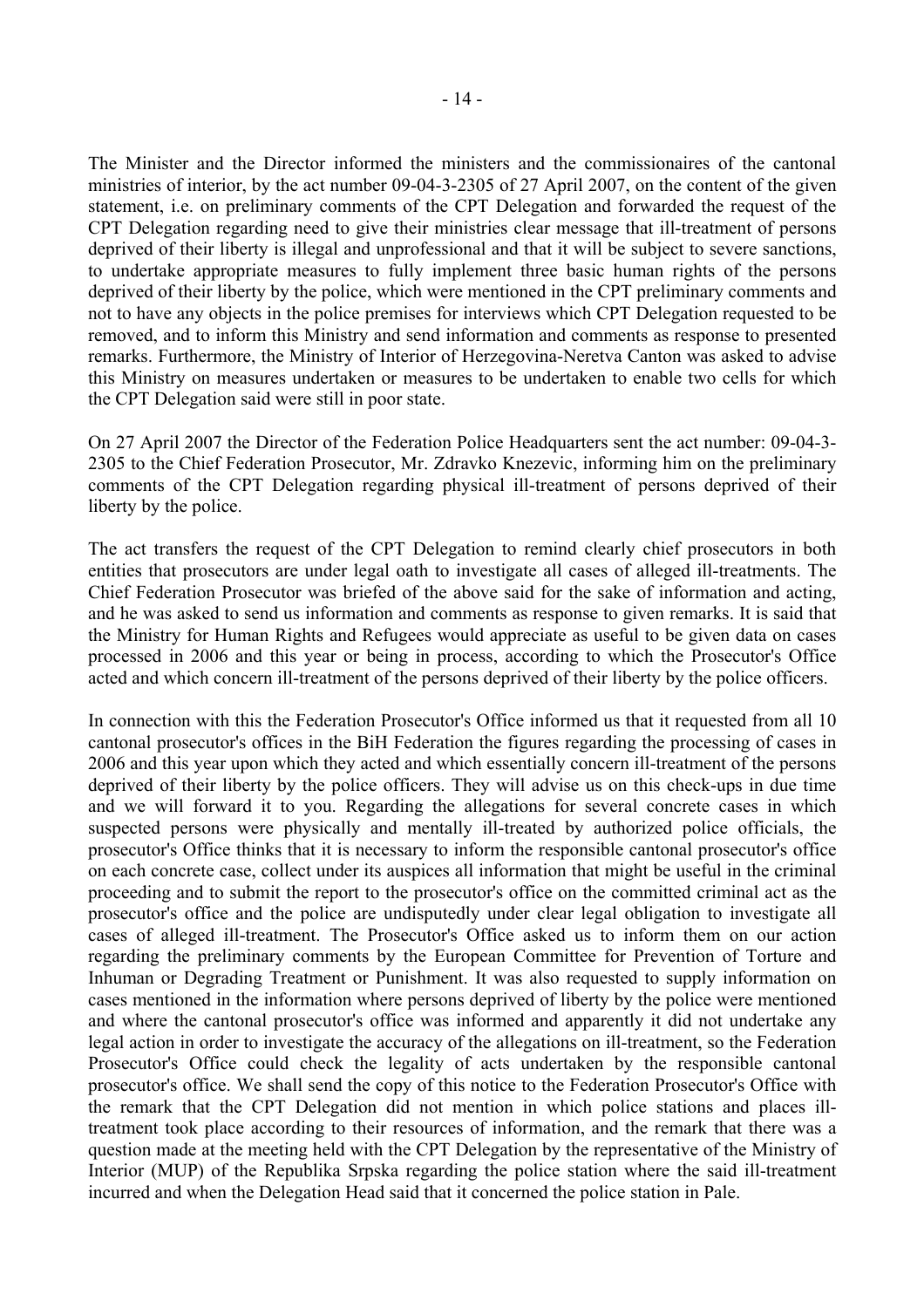The Minister and the Director informed the ministers and the commissionaires of the cantonal ministries of interior, by the act number 09-04-3-2305 of 27 April 2007, on the content of the given statement, i.e. on preliminary comments of the CPT Delegation and forwarded the request of the CPT Delegation regarding need to give their ministries clear message that ill-treatment of persons deprived of their liberty is illegal and unprofessional and that it will be subject to severe sanctions, to undertake appropriate measures to fully implement three basic human rights of the persons deprived of their liberty by the police, which were mentioned in the CPT preliminary comments and not to have any objects in the police premises for interviews which CPT Delegation requested to be removed, and to inform this Ministry and send information and comments as response to presented remarks. Furthermore, the Ministry of Interior of Herzegovina-Neretva Canton was asked to advise this Ministry on measures undertaken or measures to be undertaken to enable two cells for which the CPT Delegation said were still in poor state.

On 27 April 2007 the Director of the Federation Police Headquarters sent the act number: 09-04-3-2305 to the Chief Federation Prosecutor, Mr. Zdravko Knezevic, informing him on the preliminary comments of the CPT Delegation regarding physical ill-treatment of persons deprived of their liberty by the police.

The act transfers the request of the CPT Delegation to remind clearly chief prosecutors in both entities that prosecutors are under legal oath to investigate all cases of alleged ill-treatments. The Chief Federation Prosecutor was briefed of the above said for the sake of information and acting, and he was asked to send us information and comments as response to given remarks. It is said that the Ministry for Human Rights and Refugees would appreciate as useful to be given data on cases processed in 2006 and this year or being in process, according to which the Prosecutor's Office acted and which concern ill-treatment of the persons deprived of their liberty by the police officers.

In connection with this the Federation Prosecutor's Office informed us that it requested from all 10 cantonal prosecutor's offices in the BiH Federation the figures regarding the processing of cases in 2006 and this year upon which they acted and which essentially concern ill-treatment of the persons deprived of their liberty by the police officers. They will advise us on this check-ups in due time and we will forward it to you. Regarding the allegations for several concrete cases in which suspected persons were physically and mentally ill-treated by authorized police officials, the prosecutor's Office thinks that it is necessary to inform the responsible cantonal prosecutor's office on each concrete case, collect under its auspices all information that might be useful in the criminal proceeding and to submit the report to the prosecutor's office on the committed criminal act as the prosecutor's office and the police are undisputedly under clear legal obligation to investigate all cases of alleged ill-treatment. The Prosecutor's Office asked us to inform them on our action regarding the preliminary comments by the European Committee for Prevention of Torture and Inhuman or Degrading Treatment or Punishment. It was also requested to supply information on cases mentioned in the information where persons deprived of liberty by the police were mentioned and where the cantonal prosecutor's office was informed and apparently it did not undertake any legal action in order to investigate the accuracy of the allegations on ill-treatment, so the Federation Prosecutor's Office could check the legality of acts undertaken by the responsible cantonal prosecutor's office. We shall send the copy of this notice to the Federation Prosecutor's Office with the remark that the CPT Delegation did not mention in which police stations and places ill-treatment took place according to their resources of information, and the remark that there was a question made at the meeting held with the CPT Delegation by the representative of the Ministry of Interior (MUP) of the Republika Srpska regarding the police station where the said ill-treatment incurred and when the Delegation Head said that it concerned the police station in Pale.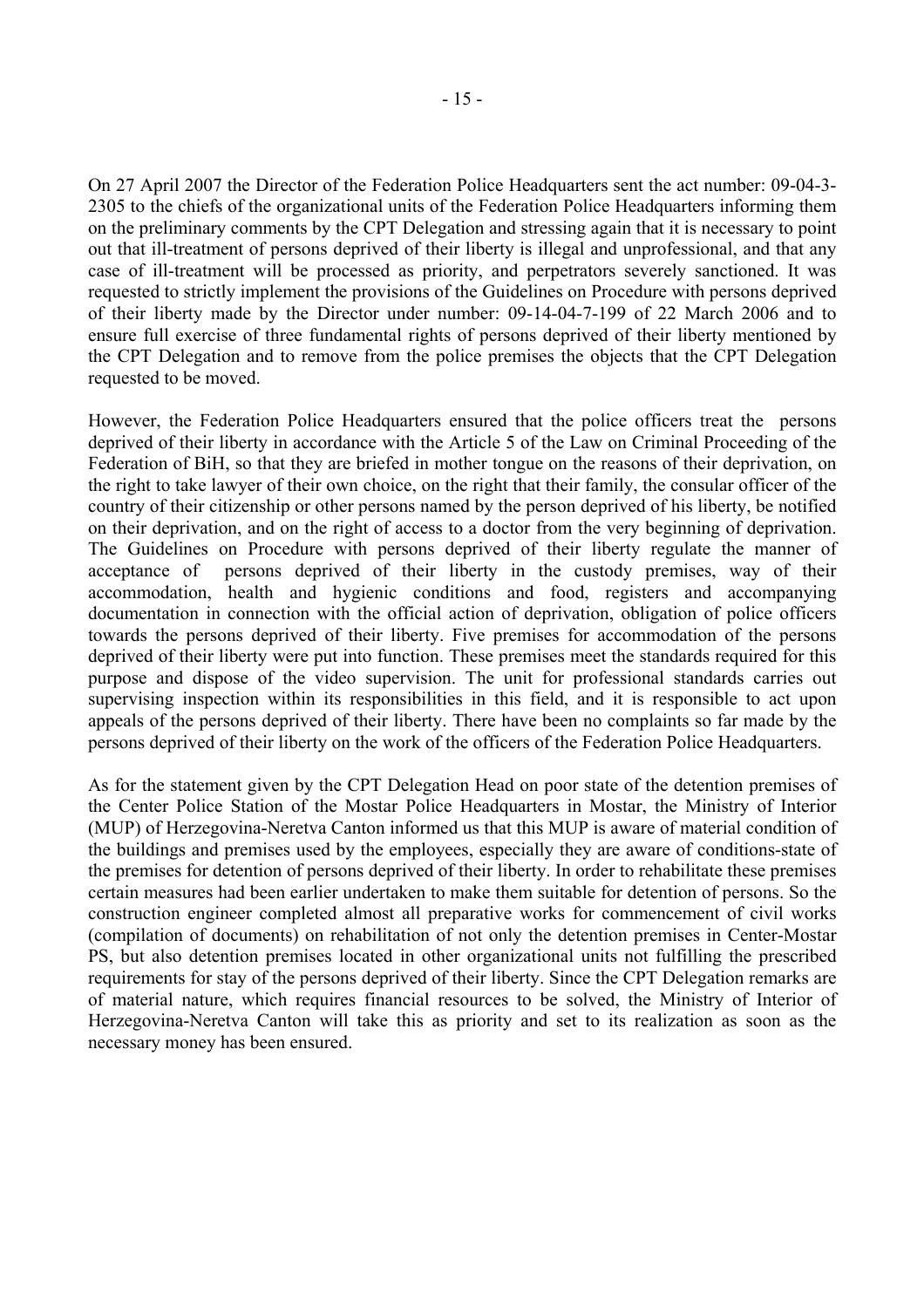On 27 April 2007 the Director of the Federation Police Headquarters sent the act number: 09-04-3-2305 to the chiefs of the organizational units of the Federation Police Headquarters informing them on the preliminary comments by the CPT Delegation and stressing again that it is necessary to point out that ill-treatment of persons deprived of their liberty is illegal and unprofessional, and that any case of ill-treatment will be processed as priority, and perpetrators severely sanctioned. It was requested to strictly implement the provisions of the Guidelines on Procedure with persons deprived of their liberty made by the Director under number: 09-14-04-7-199 of 22 March 2006 and to ensure full exercise of three fundamental rights of persons deprived of their liberty mentioned by the CPT Delegation and to remove from the police premises the objects that the CPT Delegation requested to be moved.

However, the Federation Police Headquarters ensured that the police officers treat the persons deprived of their liberty in accordance with the Article 5 of the Law on Criminal Proceeding of the Federation of BiH, so that they are briefed in mother tongue on the reasons of their deprivation, on the right to take lawyer of their own choice, on the right that their family, the consular officer of the country of their citizenship or other persons named by the person deprived of his liberty, be notified on their deprivation, and on the right of access to a doctor from the very beginning of deprivation. The Guidelines on Procedure with persons deprived of their liberty regulate the manner of acceptance of persons deprived of their liberty in the custody premises, way of their accommodation, health and hygienic conditions and food, registers and accompanying documentation in connection with the official action of deprivation, obligation of police officers towards the persons deprived of their liberty. Five premises for accommodation of the persons deprived of their liberty were put into function. These premises meet the standards required for this purpose and dispose of the video supervision. The unit for professional standards carries out supervising inspection within its responsibilities in this field, and it is responsible to act upon appeals of the persons deprived of their liberty. There have been no complaints so far made by the persons deprived of their liberty on the work of the officers of the Federation Police Headquarters.

As for the statement given by the CPT Delegation Head on poor state of the detention premises of the Center Police Station of the Mostar Police Headquarters in Mostar, the Ministry of Interior (MUP) of Herzegovina-Neretva Canton informed us that this MUP is aware of material condition of the buildings and premises used by the employees, especially they are aware of conditions-state of the premises for detention of persons deprived of their liberty. In order to rehabilitate these premises certain measures had been earlier undertaken to make them suitable for detention of persons. So the construction engineer completed almost all preparative works for commencement of civil works (compilation of documents) on rehabilitation of not only the detention premises in Center-Mostar PS, but also detention premises located in other organizational units not fulfilling the prescribed requirements for stay of the persons deprived of their liberty. Since the CPT Delegation remarks are of material nature, which requires financial resources to be solved, the Ministry of Interior of Herzegovina-Neretva Canton will take this as priority and set to its realization as soon as the necessary money has been ensured.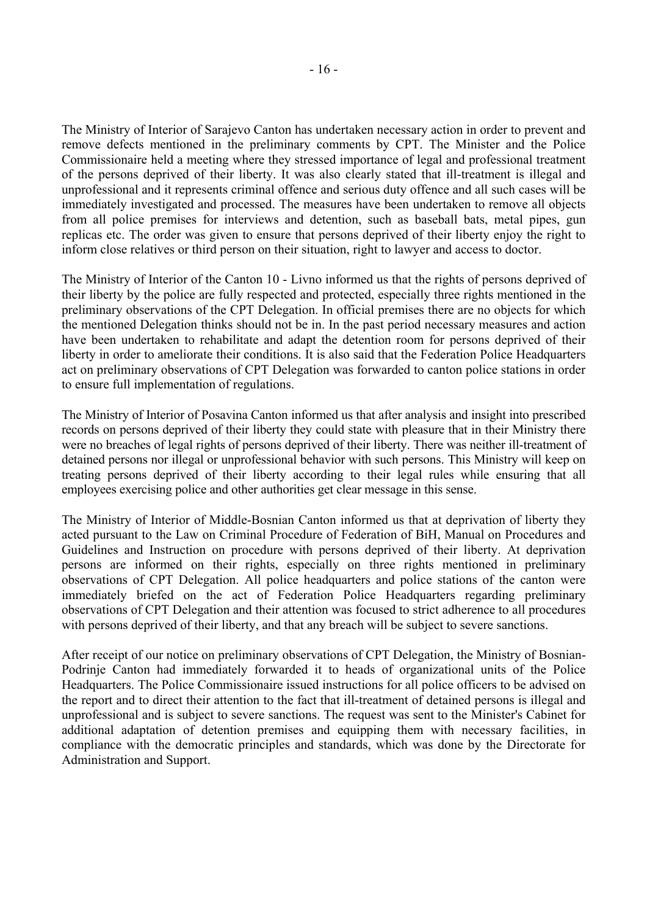The Ministry of Interior of Sarajevo Canton has undertaken necessary action in order to prevent and remove defects mentioned in the preliminary comments by CPT. The Minister and the Police Commissionaire held a meeting where they stressed importance of legal and professional treatment of the persons deprived of their liberty. It was also clearly stated that ill-treatment is illegal and unprofessional and it represents criminal offence and serious duty offence and all such cases will be immediately investigated and processed. The measures have been undertaken to remove all objects from all police premises for interviews and detention, such as baseball bats, metal pipes, gun replicas etc. The order was given to ensure that persons deprived of their liberty enjoy the right to inform close relatives or third person on their situation, right to lawyer and access to doctor.

The Ministry of Interior of the Canton 10 - Livno informed us that the rights of persons deprived of their liberty by the police are fully respected and protected, especially three rights mentioned in the preliminary observations of the CPT Delegation. In official premises there are no objects for which the mentioned Delegation thinks should not be in. In the past period necessary measures and action have been undertaken to rehabilitate and adapt the detention room for persons deprived of their liberty in order to ameliorate their conditions. It is also said that the Federation Police Headquarters act on preliminary observations of CPT Delegation was forwarded to canton police stations in order to ensure full implementation of regulations.

The Ministry of Interior of Posavina Canton informed us that after analysis and insight into prescribed records on persons deprived of their liberty they could state with pleasure that in their Ministry there were no breaches of legal rights of persons deprived of their liberty. There was neither ill-treatment of detained persons nor illegal or unprofessional behavior with such persons. This Ministry will keep on treating persons deprived of their liberty according to their legal rules while ensuring that all employees exercising police and other authorities get clear message in this sense.

The Ministry of Interior of Middle-Bosnian Canton informed us that at deprivation of liberty they acted pursuant to the Law on Criminal Procedure of Federation of BiH, Manual on Procedures and Guidelines and Instruction on procedure with persons deprived of their liberty. At deprivation persons are informed on their rights, especially on three rights mentioned in preliminary observations of CPT Delegation. All police headquarters and police stations of the canton were immediately briefed on the act of Federation Police Headquarters regarding preliminary observations of CPT Delegation and their attention was focused to strict adherence to all procedures with persons deprived of their liberty, and that any breach will be subject to severe sanctions.

After receipt of our notice on preliminary observations of CPT Delegation, the Ministry of Bosnian-Podrinje Canton had immediately forwarded it to heads of organizational units of the Police Headquarters. The Police Commissionaire issued instructions for all police officers to be advised on the report and to direct their attention to the fact that ill-treatment of detained persons is illegal and unprofessional and is subject to severe sanctions. The request was sent to the Minister's Cabinet for additional adaptation of detention premises and equipping them with necessary facilities, in compliance with the democratic principles and standards, which was done by the Directorate for Administration and Support.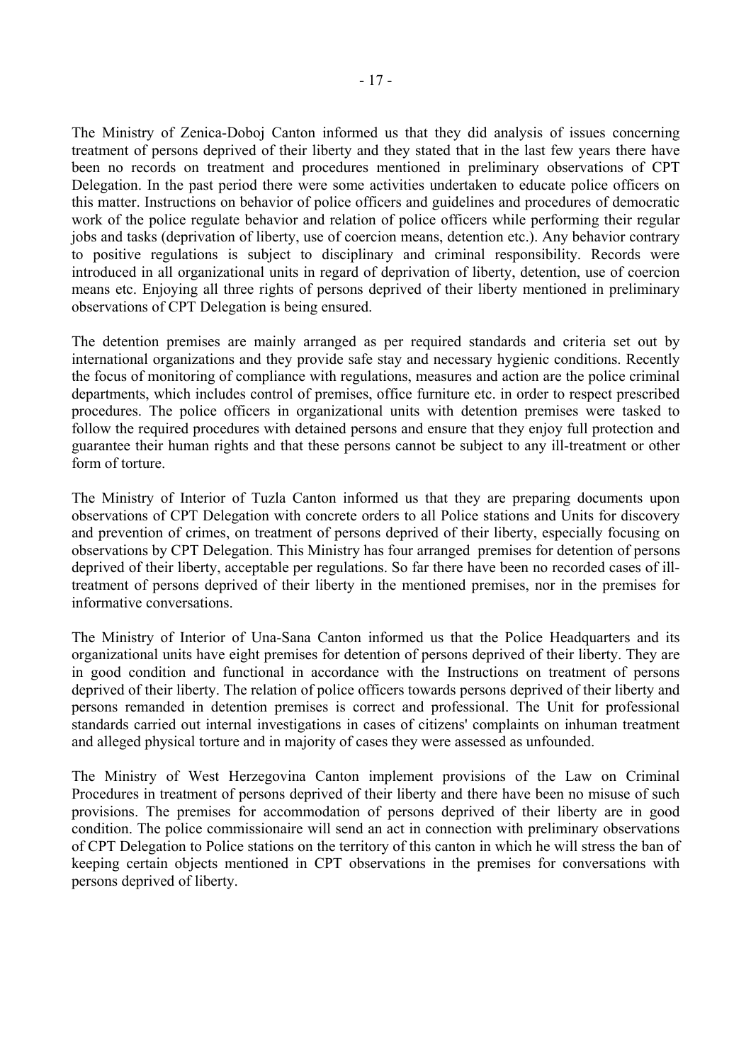The Ministry of Zenica-Doboj Canton informed us that they did analysis of issues concerning treatment of persons deprived of their liberty and they stated that in the last few years there have been no records on treatment and procedures mentioned in preliminary observations of CPT Delegation. In the past period there were some activities undertaken to educate police officers on this matter. Instructions on behavior of police officers and guidelines and procedures of democratic work of the police regulate behavior and relation of police officers while performing their regular jobs and tasks (deprivation of liberty, use of coercion means, detention etc.). Any behavior contrary to positive regulations is subject to disciplinary and criminal responsibility. Records were introduced in all organizational units in regard of deprivation of liberty, detention, use of coercion means etc. Enjoying all three rights of persons deprived of their liberty mentioned in preliminary observations of CPT Delegation is being ensured.

The detention premises are mainly arranged as per required standards and criteria set out by international organizations and they provide safe stay and necessary hygienic conditions. Recently the focus of monitoring of compliance with regulations, measures and action are the police criminal departments, which includes control of premises, office furniture etc. in order to respect prescribed procedures. The police officers in organizational units with detention premises were tasked to follow the required procedures with detained persons and ensure that they enjoy full protection and guarantee their human rights and that these persons cannot be subject to any ill-treatment or other form of torture.

The Ministry of Interior of Tuzla Canton informed us that they are preparing documents upon observations of CPT Delegation with concrete orders to all Police stations and Units for discovery and prevention of crimes, on treatment of persons deprived of their liberty, especially focusing on observations by CPT Delegation. This Ministry has four arranged premises for detention of persons deprived of their liberty, acceptable per regulations. So far there have been no recorded cases of ill-treatment of persons deprived of their liberty in the mentioned premises, nor in the premises for informative conversations.

The Ministry of Interior of Una-Sana Canton informed us that the Police Headquarters and its organizational units have eight premises for detention of persons deprived of their liberty. They are in good condition and functional in accordance with the Instructions on treatment of persons deprived of their liberty. The relation of police officers towards persons deprived of their liberty and persons remanded in detention premises is correct and professional. The Unit for professional standards carried out internal investigations in cases of citizens' complaints on inhuman treatment and alleged physical torture and in majority of cases they were assessed as unfounded.

The Ministry of West Herzegovina Canton implement provisions of the Law on Criminal Procedures in treatment of persons deprived of their liberty and there have been no misuse of such provisions. The premises for accommodation of persons deprived of their liberty are in good condition. The police commissionaire will send an act in connection with preliminary observations of CPT Delegation to Police stations on the territory of this canton in which he will stress the ban of keeping certain objects mentioned in CPT observations in the premises for conversations with persons deprived of liberty.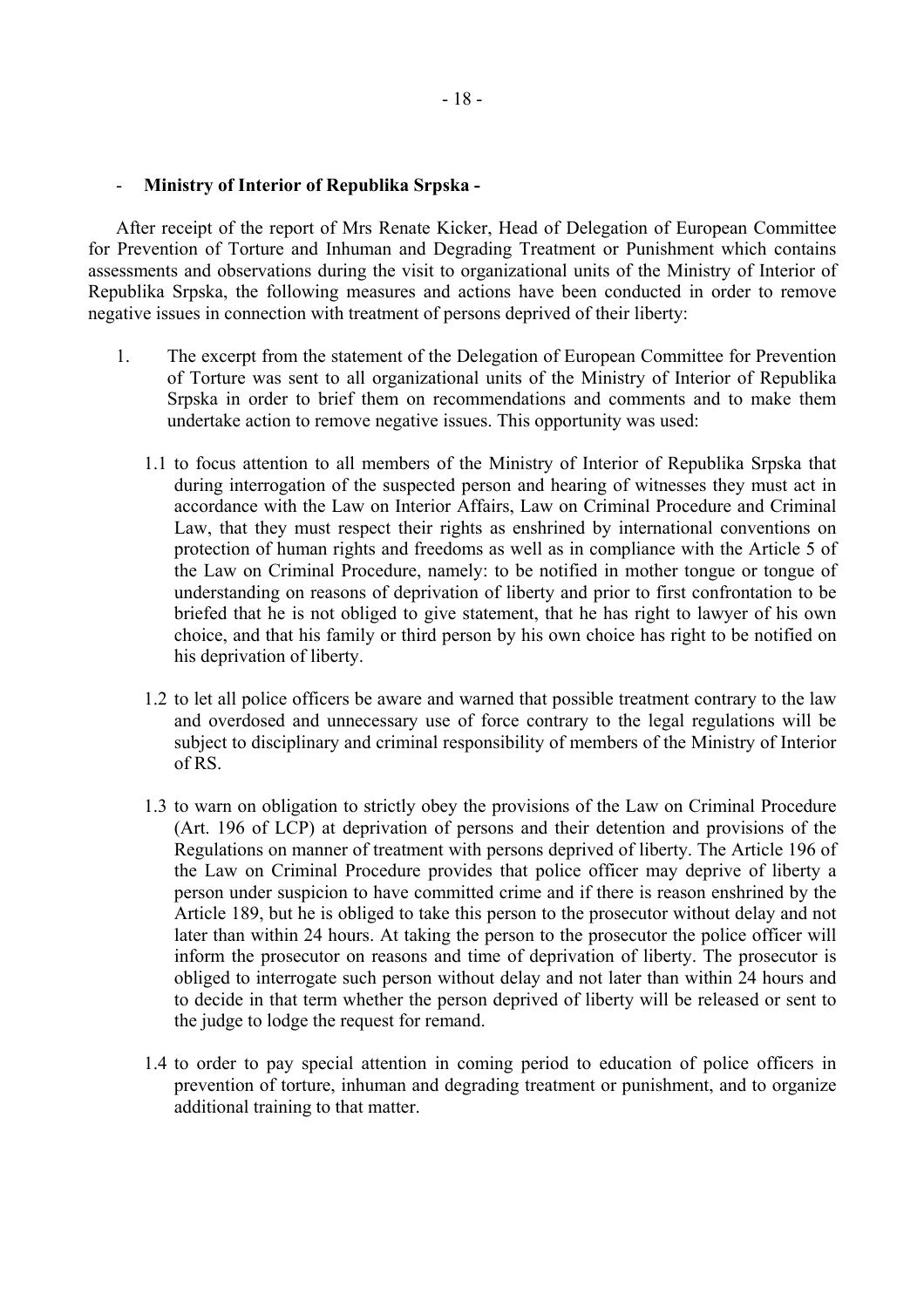- **Ministry of Interior of Republika Srpska -**

After receipt of the report of Mrs Renate Kicker, Head of Delegation of European Committee for Prevention of Torture and Inhuman and Degrading Treatment or Punishment which contains assessments and observations during the visit to organizational units of the Ministry of Interior of Republika Srpska, the following measures and actions have been conducted in order to remove negative issues in connection with treatment of persons deprived of their liberty:

1. The excerpt from the statement of the Delegation of European Committee for Prevention of Torture was sent to all organizational units of the Ministry of Interior of Republika Srpska in order to brief them on recommendations and comments and to make them undertake action to remove negative issues. This opportunity was used:

   1.1 to focus attention to all members of the Ministry of Interior of Republika Srpska that during interrogation of the suspected person and hearing of witnesses they must act in accordance with the Law on Interior Affairs, Law on Criminal Procedure and Criminal Law, that they must respect their rights as enshrined by international conventions on protection of human rights and freedoms as well as in compliance with the Article 5 of the Law on Criminal Procedure, namely: to be notified in mother tongue or tongue of understanding on reasons of deprivation of liberty and prior to first confrontation to be briefed that he is not obliged to give statement, that he has right to lawyer of his own choice, and that his family or third person by his own choice has right to be notified on his deprivation of liberty.

   1.2 to let all police officers be aware and warned that possible treatment contrary to the law and overdosed and unnecessary use of force contrary to the legal regulations will be subject to disciplinary and criminal responsibility of members of the Ministry of Interior of RS.

   1.3 to warn on obligation to strictly obey the provisions of the Law on Criminal Procedure (Art. 196 of LCP) at deprivation of persons and their detention and provisions of the Regulations on manner of treatment with persons deprived of liberty. The Article 196 of the Law on Criminal Procedure provides that police officer may deprive of liberty a person under suspicion to have committed crime and if there is reason enshrined by the Article 189, but he is obliged to take this person to the prosecutor without delay and not later than within 24 hours. At taking the person to the prosecutor the police officer will inform the prosecutor on reasons and time of deprivation of liberty. The prosecutor is obliged to interrogate such person without delay and not later than within 24 hours and to decide in that term whether the person deprived of liberty will be released or sent to the judge to lodge the request for remand.

   1.4 to order to pay special attention in coming period to education of police officers in prevention of torture, inhuman and degrading treatment or punishment, and to organize additional training to that matter.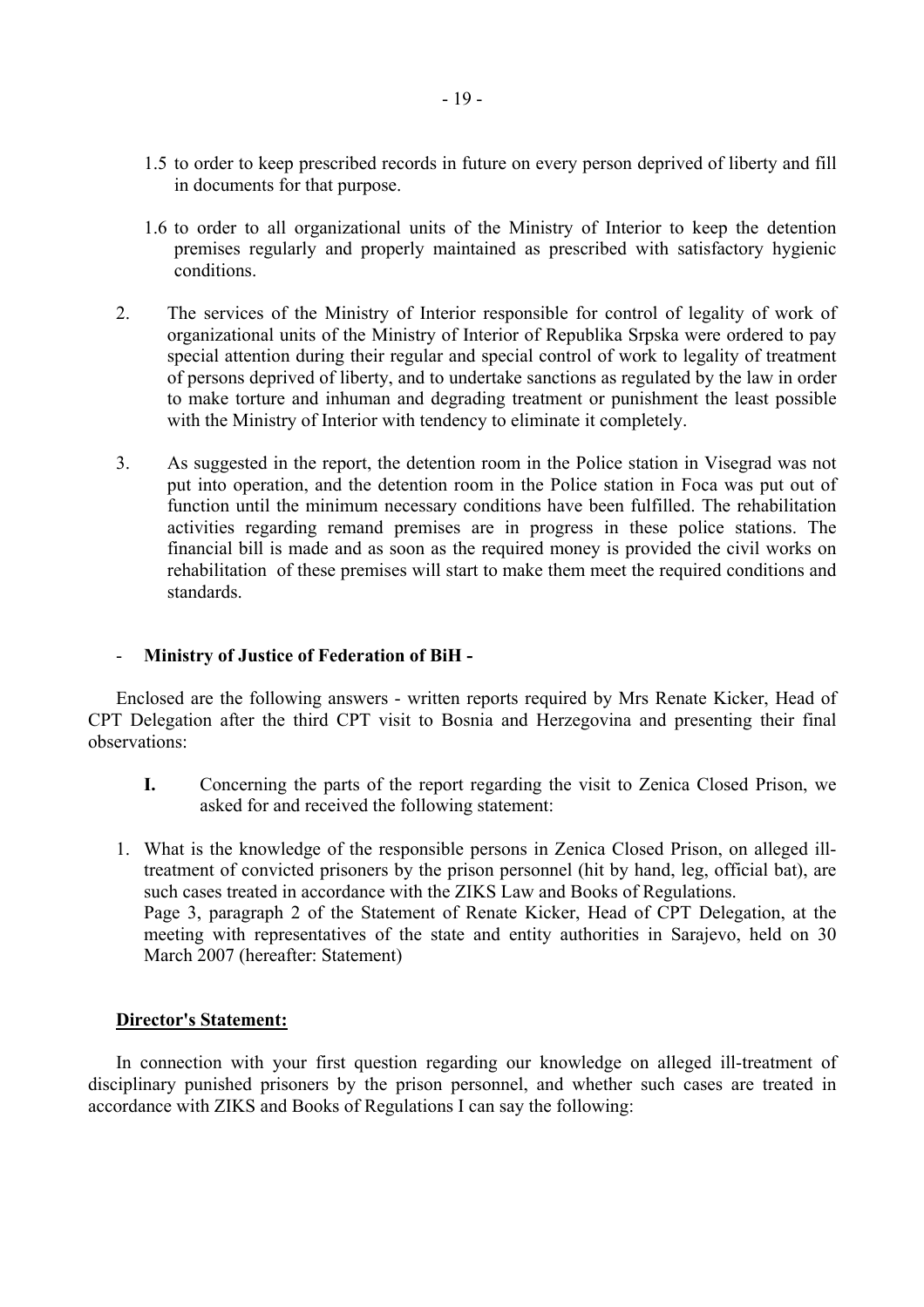1.5 to order to keep prescribed records in future on every person deprived of liberty and fill in documents for that purpose.

1.6 to order to all organizational units of the Ministry of Interior to keep the detention premises regularly and properly maintained as prescribed with satisfactory hygienic conditions.

2. The services of the Ministry of Interior responsible for control of legality of work of organizational units of the Ministry of Interior of Republika Srpska were ordered to pay special attention during their regular and special control of work to legality of treatment of persons deprived of liberty, and to undertake sanctions as regulated by the law in order to make torture and inhuman and degrading treatment or punishment the least possible with the Ministry of Interior with tendency to eliminate it completely.

3. As suggested in the report, the detention room in the Police station in Visegrad was not put into operation, and the detention room in the Police station in Foca was put out of function until the minimum necessary conditions have been fulfilled. The rehabilitation activities regarding remand premises are in progress in these police stations. The financial bill is made and as soon as the required money is provided the civil works on rehabilitation of these premises will start to make them meet the required conditions and standards.

- **Ministry of Justice of Federation of BiH -**

Enclosed are the following answers - written reports required by Mrs Renate Kicker, Head of CPT Delegation after the third CPT visit to Bosnia and Herzegovina and presenting their final observations:

**I.** Concerning the parts of the report regarding the visit to Zenica Closed Prison, we asked for and received the following statement:

1. What is the knowledge of the responsible persons in Zenica Closed Prison, on alleged ill-treatment of convicted prisoners by the prison personnel (hit by hand, leg, official bat), are such cases treated in accordance with the ZIKS Law and Books of Regulations.
   Page 3, paragraph 2 of the Statement of Renate Kicker, Head of CPT Delegation, at the meeting with representatives of the state and entity authorities in Sarajevo, held on 30 March 2007 (hereafter: Statement)

**<u>Director's Statement:</u>**

In connection with your first question regarding our knowledge on alleged ill-treatment of disciplinary punished prisoners by the prison personnel, and whether such cases are treated in accordance with ZIKS and Books of Regulations I can say the following: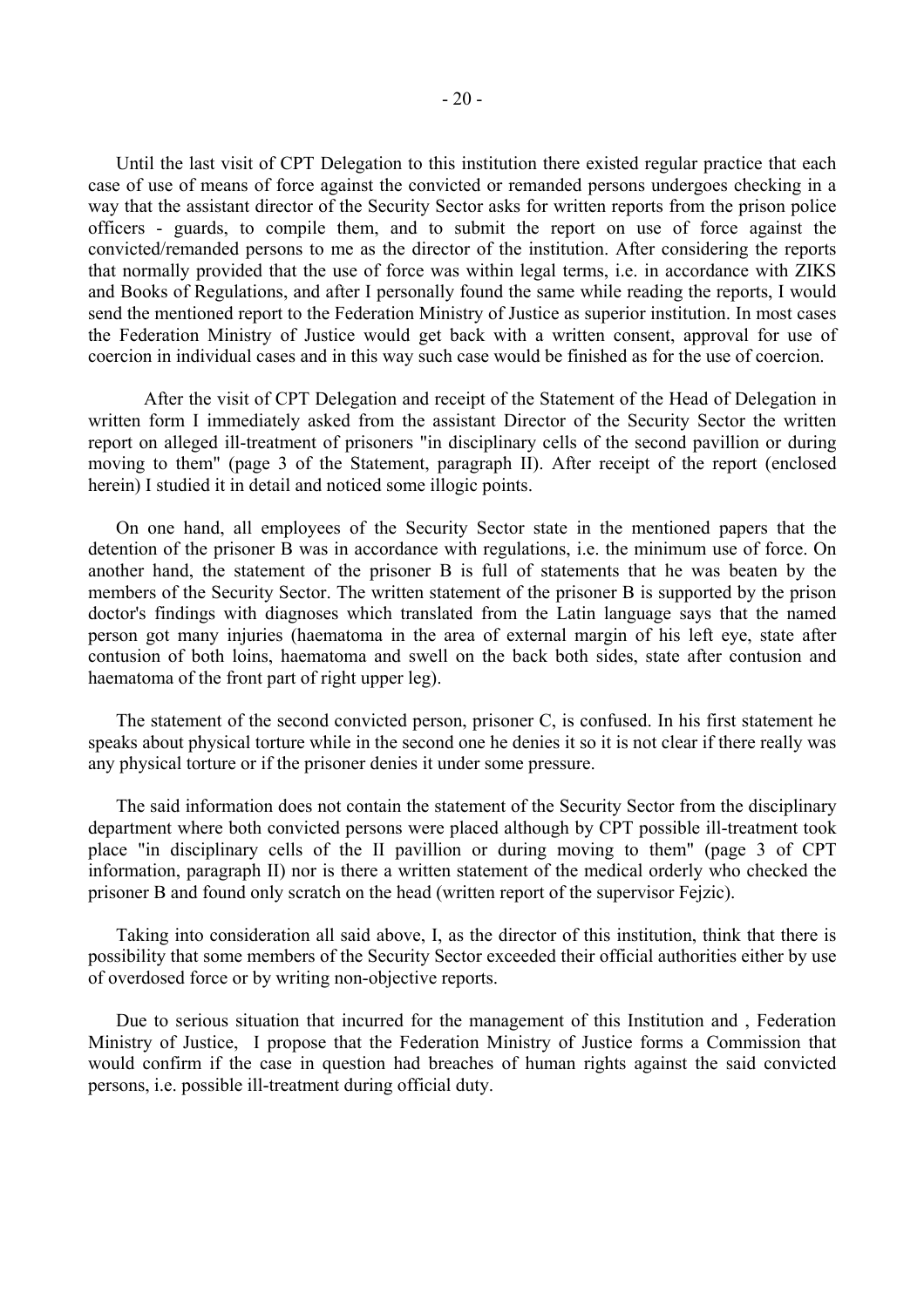Until the last visit of CPT Delegation to this institution there existed regular practice that each case of use of means of force against the convicted or remanded persons undergoes checking in a way that the assistant director of the Security Sector asks for written reports from the prison police officers - guards, to compile them, and to submit the report on use of force against the convicted/remanded persons to me as the director of the institution. After considering the reports that normally provided that the use of force was within legal terms, i.e. in accordance with ZIKS and Books of Regulations, and after I personally found the same while reading the reports, I would send the mentioned report to the Federation Ministry of Justice as superior institution. In most cases the Federation Ministry of Justice would get back with a written consent, approval for use of coercion in individual cases and in this way such case would be finished as for the use of coercion.

After the visit of CPT Delegation and receipt of the Statement of the Head of Delegation in written form I immediately asked from the assistant Director of the Security Sector the written report on alleged ill-treatment of prisoners "in disciplinary cells of the second pavillion or during moving to them" (page 3 of the Statement, paragraph II). After receipt of the report (enclosed herein) I studied it in detail and noticed some illogic points.

On one hand, all employees of the Security Sector state in the mentioned papers that the detention of the prisoner B was in accordance with regulations, i.e. the minimum use of force. On another hand, the statement of the prisoner B is full of statements that he was beaten by the members of the Security Sector. The written statement of the prisoner B is supported by the prison doctor's findings with diagnoses which translated from the Latin language says that the named person got many injuries (haematoma in the area of external margin of his left eye, state after contusion of both loins, haematoma and swell on the back both sides, state after contusion and haematoma of the front part of right upper leg).

The statement of the second convicted person, prisoner C, is confused. In his first statement he speaks about physical torture while in the second one he denies it so it is not clear if there really was any physical torture or if the prisoner denies it under some pressure.

The said information does not contain the statement of the Security Sector from the disciplinary department where both convicted persons were placed although by CPT possible ill-treatment took place "in disciplinary cells of the II pavillion or during moving to them" (page 3 of CPT information, paragraph II) nor is there a written statement of the medical orderly who checked the prisoner B and found only scratch on the head (written report of the supervisor Fejzic).

Taking into consideration all said above, I, as the director of this institution, think that there is possibility that some members of the Security Sector exceeded their official authorities either by use of overdosed force or by writing non-objective reports.

Due to serious situation that incurred for the management of this Institution and , Federation Ministry of Justice, I propose that the Federation Ministry of Justice forms a Commission that would confirm if the case in question had breaches of human rights against the said convicted persons, i.e. possible ill-treatment during official duty.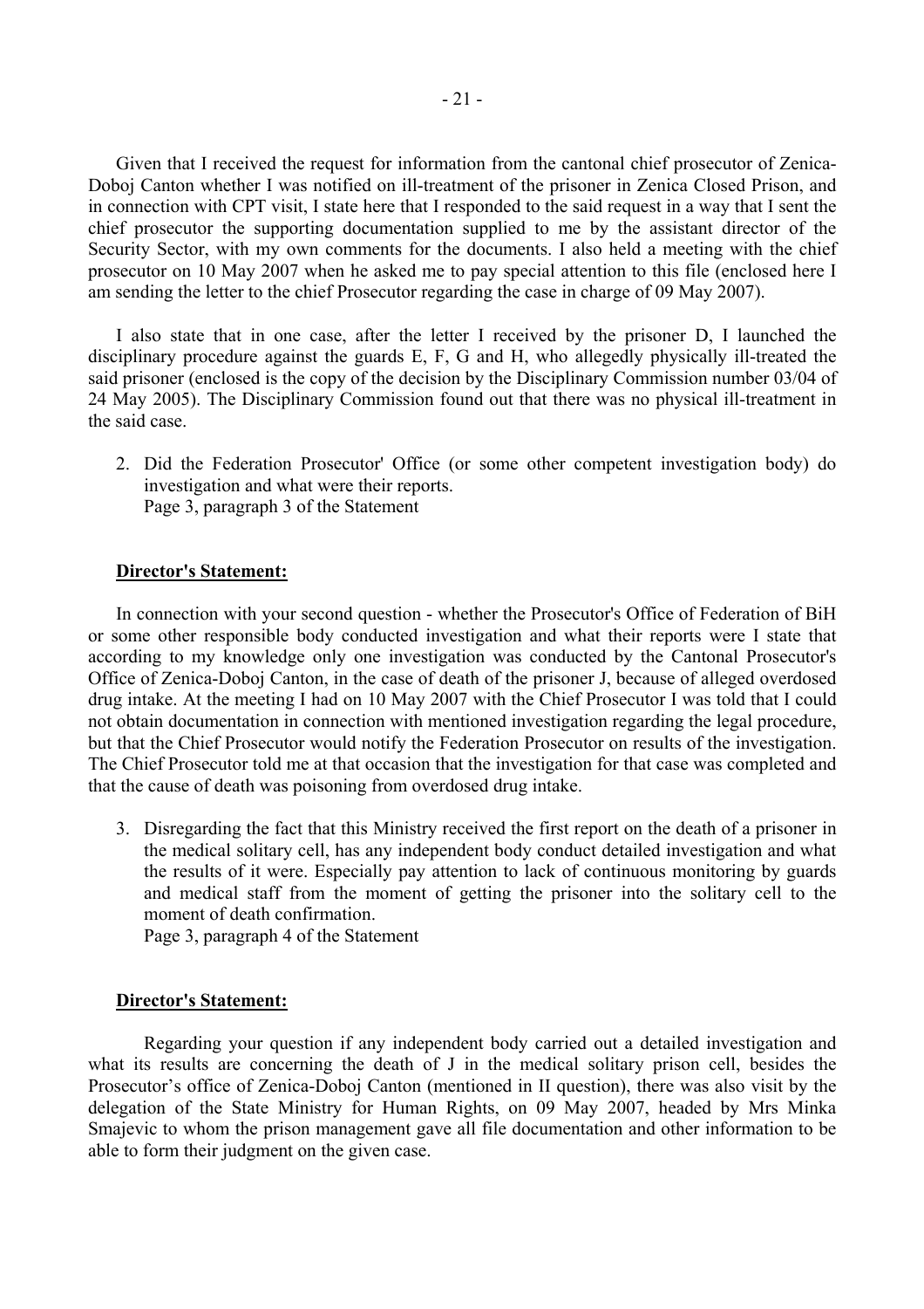Given that I received the request for information from the cantonal chief prosecutor of Zenica-Doboj Canton whether I was notified on ill-treatment of the prisoner in Zenica Closed Prison, and in connection with CPT visit, I state here that I responded to the said request in a way that I sent the chief prosecutor the supporting documentation supplied to me by the assistant director of the Security Sector, with my own comments for the documents. I also held a meeting with the chief prosecutor on 10 May 2007 when he asked me to pay special attention to this file (enclosed here I am sending the letter to the chief Prosecutor regarding the case in charge of 09 May 2007).

I also state that in one case, after the letter I received by the prisoner D, I launched the disciplinary procedure against the guards E, F, G and H, who allegedly physically ill-treated the said prisoner (enclosed is the copy of the decision by the Disciplinary Commission number 03/04 of 24 May 2005). The Disciplinary Commission found out that there was no physical ill-treatment in the said case.

2. Did the Federation Prosecutor' Office (or some other competent investigation body) do investigation and what were their reports.
   Page 3, paragraph 3 of the Statement

**Director's Statement:**

In connection with your second question - whether the Prosecutor's Office of Federation of BiH or some other responsible body conducted investigation and what their reports were I state that according to my knowledge only one investigation was conducted by the Cantonal Prosecutor's Office of Zenica-Doboj Canton, in the case of death of the prisoner J, because of alleged overdosed drug intake. At the meeting I had on 10 May 2007 with the Chief Prosecutor I was told that I could not obtain documentation in connection with mentioned investigation regarding the legal procedure, but that the Chief Prosecutor would notify the Federation Prosecutor on results of the investigation. The Chief Prosecutor told me at that occasion that the investigation for that case was completed and that the cause of death was poisoning from overdosed drug intake.

3. Disregarding the fact that this Ministry received the first report on the death of a prisoner in the medical solitary cell, has any independent body conduct detailed investigation and what the results of it were. Especially pay attention to lack of continuous monitoring by guards and medical staff from the moment of getting the prisoner into the solitary cell to the moment of death confirmation.
   Page 3, paragraph 4 of the Statement

**Director's Statement:**

Regarding your question if any independent body carried out a detailed investigation and what its results are concerning the death of J in the medical solitary prison cell, besides the Prosecutor's office of Zenica-Doboj Canton (mentioned in II question), there was also visit by the delegation of the State Ministry for Human Rights, on 09 May 2007, headed by Mrs Minka Smajevic to whom the prison management gave all file documentation and other information to be able to form their judgment on the given case.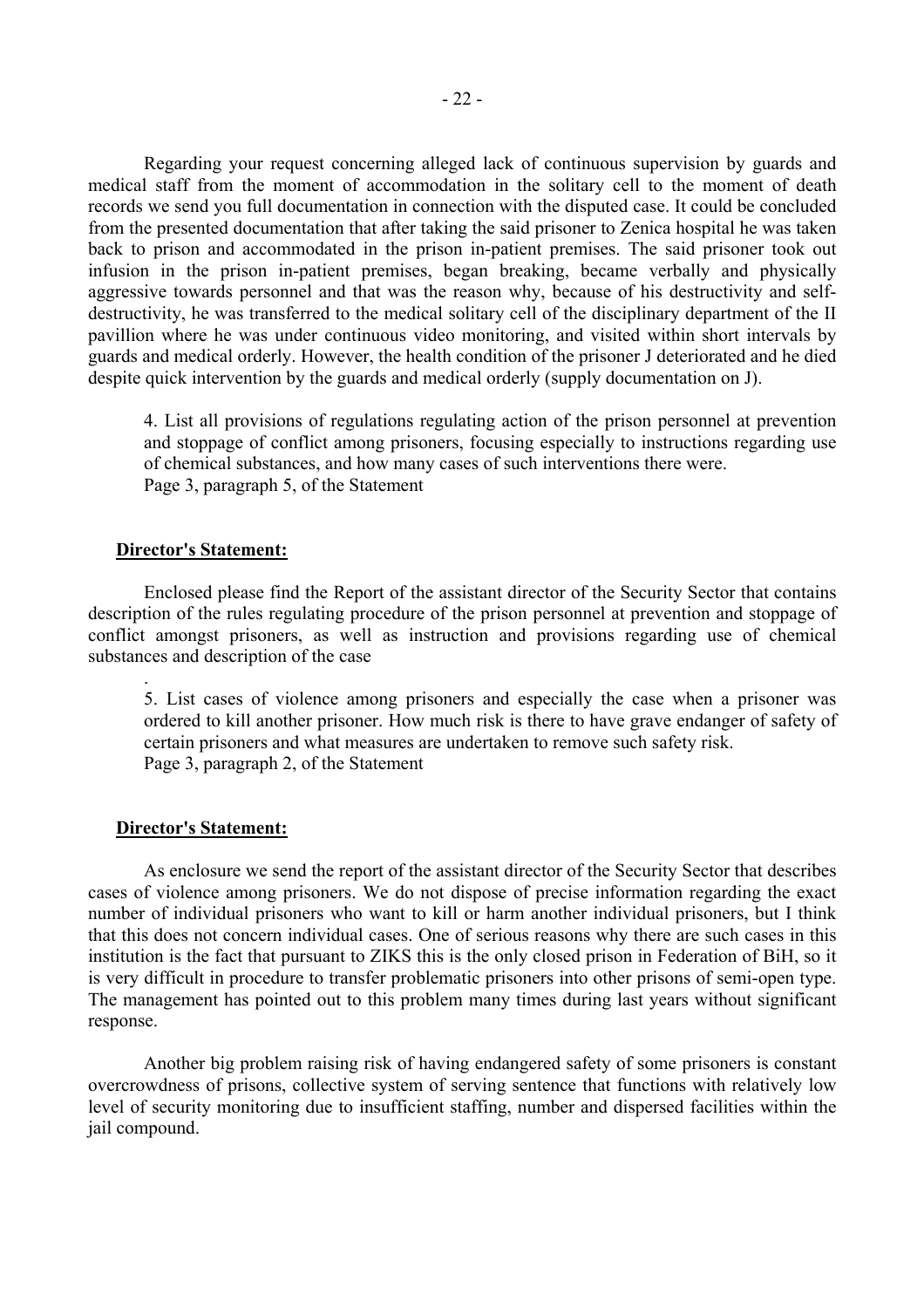Regarding your request concerning alleged lack of continuous supervision by guards and medical staff from the moment of accommodation in the solitary cell to the moment of death records we send you full documentation in connection with the disputed case. It could be concluded from the presented documentation that after taking the said prisoner to Zenica hospital he was taken back to prison and accommodated in the prison in-patient premises. The said prisoner took out infusion in the prison in-patient premises, began breaking, became verbally and physically aggressive towards personnel and that was the reason why, because of his destructivity and self-destructivity, he was transferred to the medical solitary cell of the disciplinary department of the II pavillion where he was under continuous video monitoring, and visited within short intervals by guards and medical orderly. However, the health condition of the prisoner J deteriorated and he died despite quick intervention by the guards and medical orderly (supply documentation on J).

> 4. List all provisions of regulations regulating action of the prison personnel at prevention and stoppage of conflict among prisoners, focusing especially to instructions regarding use of chemical substances, and how many cases of such interventions there were.
> Page 3, paragraph 5, of the Statement

**Director's Statement:**

Enclosed please find the Report of the assistant director of the Security Sector that contains description of the rules regulating procedure of the prison personnel at prevention and stoppage of conflict amongst prisoners, as well as instruction and provisions regarding use of chemical substances and description of the case

.

> 5. List cases of violence among prisoners and especially the case when a prisoner was ordered to kill another prisoner. How much risk is there to have grave endanger of safety of certain prisoners and what measures are undertaken to remove such safety risk.
> Page 3, paragraph 2, of the Statement

**Director's Statement:**

As enclosure we send the report of the assistant director of the Security Sector that describes cases of violence among prisoners. We do not dispose of precise information regarding the exact number of individual prisoners who want to kill or harm another individual prisoners, but I think that this does not concern individual cases. One of serious reasons why there are such cases in this institution is the fact that pursuant to ZIKS this is the only closed prison in Federation of BiH, so it is very difficult in procedure to transfer problematic prisoners into other prisons of semi-open type. The management has pointed out to this problem many times during last years without significant response.

Another big problem raising risk of having endangered safety of some prisoners is constant overcrowdness of prisons, collective system of serving sentence that functions with relatively low level of security monitoring due to insufficient staffing, number and dispersed facilities within the jail compound.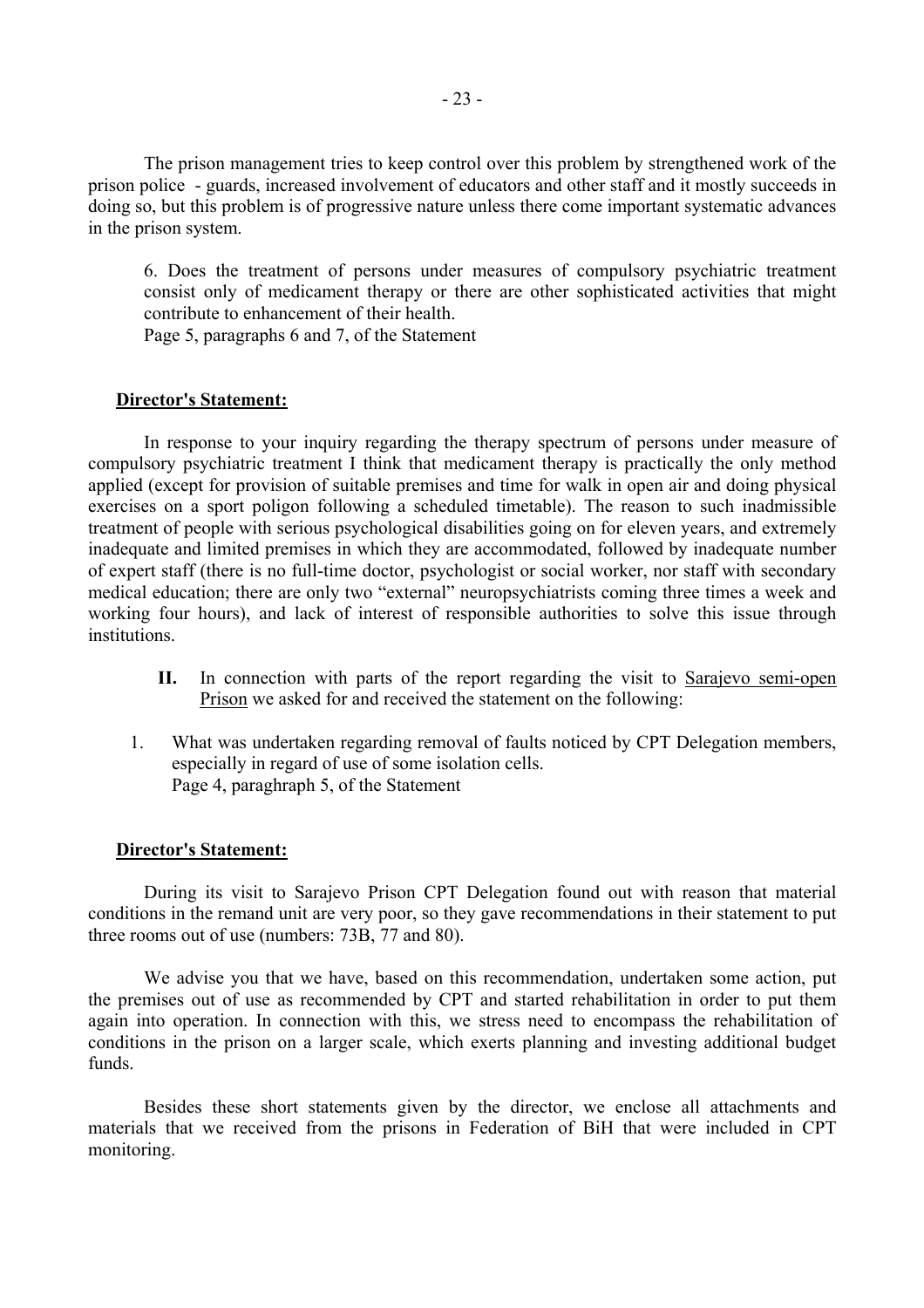The prison management tries to keep control over this problem by strengthened work of the prison police - guards, increased involvement of educators and other staff and it mostly succeeds in doing so, but this problem is of progressive nature unless there come important systematic advances in the prison system.

6. Does the treatment of persons under measures of compulsory psychiatric treatment consist only of medicament therapy or there are other sophisticated activities that might contribute to enhancement of their health.
Page 5, paragraphs 6 and 7, of the Statement

**Director's Statement:**

In response to your inquiry regarding the therapy spectrum of persons under measure of compulsory psychiatric treatment I think that medicament therapy is practically the only method applied (except for provision of suitable premises and time for walk in open air and doing physical exercises on a sport poligon following a scheduled timetable). The reason to such inadmissible treatment of people with serious psychological disabilities going on for eleven years, and extremely inadequate and limited premises in which they are accommodated, followed by inadequate number of expert staff (there is no full-time doctor, psychologist or social worker, nor staff with secondary medical education; there are only two "external" neuropsychiatrists coming three times a week and working four hours), and lack of interest of responsible authorities to solve this issue through institutions.

**II.** In connection with parts of the report regarding the visit to Sarajevo semi-open Prison we asked for and received the statement on the following:

1. What was undertaken regarding removal of faults noticed by CPT Delegation members, especially in regard of use of some isolation cells.
   Page 4, paraghraph 5, of the Statement

**Director's Statement:**

During its visit to Sarajevo Prison CPT Delegation found out with reason that material conditions in the remand unit are very poor, so they gave recommendations in their statement to put three rooms out of use (numbers: 73B, 77 and 80).

We advise you that we have, based on this recommendation, undertaken some action, put the premises out of use as recommended by CPT and started rehabilitation in order to put them again into operation. In connection with this, we stress need to encompass the rehabilitation of conditions in the prison on a larger scale, which exerts planning and investing additional budget funds.

Besides these short statements given by the director, we enclose all attachments and materials that we received from the prisons in Federation of BiH that were included in CPT monitoring.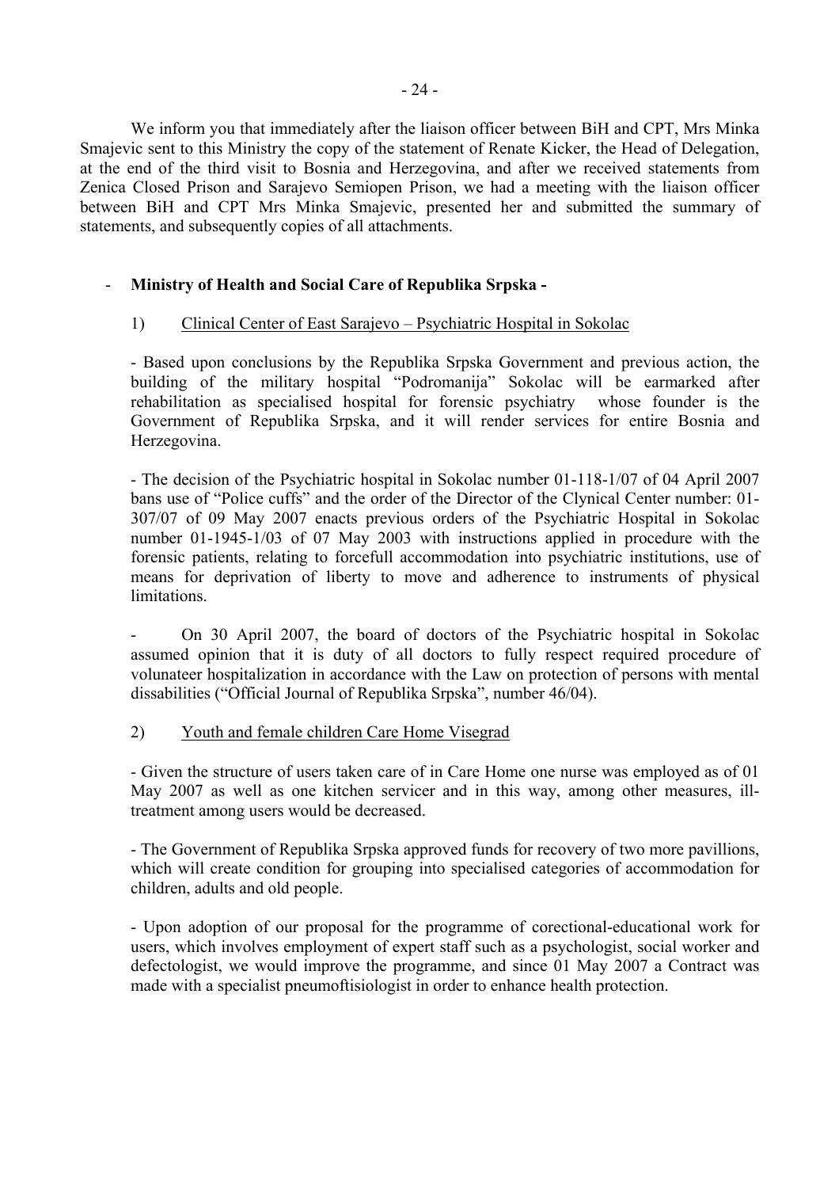We inform you that immediately after the liaison officer between BiH and CPT, Mrs Minka Smajevic sent to this Ministry the copy of the statement of Renate Kicker, the Head of Delegation, at the end of the third visit to Bosnia and Herzegovina, and after we received statements from Zenica Closed Prison and Sarajevo Semiopen Prison, we had a meeting with the liaison officer between BiH and CPT Mrs Minka Smajevic, presented her and submitted the summary of statements, and subsequently copies of all attachments.

- **Ministry of Health and Social Care of Republika Srpska -**

1) Clinical Center of East Sarajevo – Psychiatric Hospital in Sokolac

- Based upon conclusions by the Republika Srpska Government and previous action, the building of the military hospital "Podromanija" Sokolac will be earmarked after rehabilitation as specialised hospital for forensic psychiatry whose founder is the Government of Republika Srpska, and it will render services for entire Bosnia and Herzegovina.

- The decision of the Psychiatric hospital in Sokolac number 01-118-1/07 of 04 April 2007 bans use of "Police cuffs" and the order of the Director of the Clynical Center number: 01-307/07 of 09 May 2007 enacts previous orders of the Psychiatric Hospital in Sokolac number 01-1945-1/03 of 07 May 2003 with instructions applied in procedure with the forensic patients, relating to forcefull accommodation into psychiatric institutions, use of means for deprivation of liberty to move and adherence to instruments of physical limitations.

- On 30 April 2007, the board of doctors of the Psychiatric hospital in Sokolac assumed opinion that it is duty of all doctors to fully respect required procedure of volunateer hospitalization in accordance with the Law on protection of persons with mental dissabilities ("Official Journal of Republika Srpska", number 46/04).

2) Youth and female children Care Home Visegrad

- Given the structure of users taken care of in Care Home one nurse was employed as of 01 May 2007 as well as one kitchen servicer and in this way, among other measures, ill-treatment among users would be decreased.

- The Government of Republika Srpska approved funds for recovery of two more pavillions, which will create condition for grouping into specialised categories of accommodation for children, adults and old people.

- Upon adoption of our proposal for the programme of corectional-educational work for users, which involves employment of expert staff such as a psychologist, social worker and defectologist, we would improve the programme, and since 01 May 2007 a Contract was made with a specialist pneumoftisiologist in order to enhance health protection.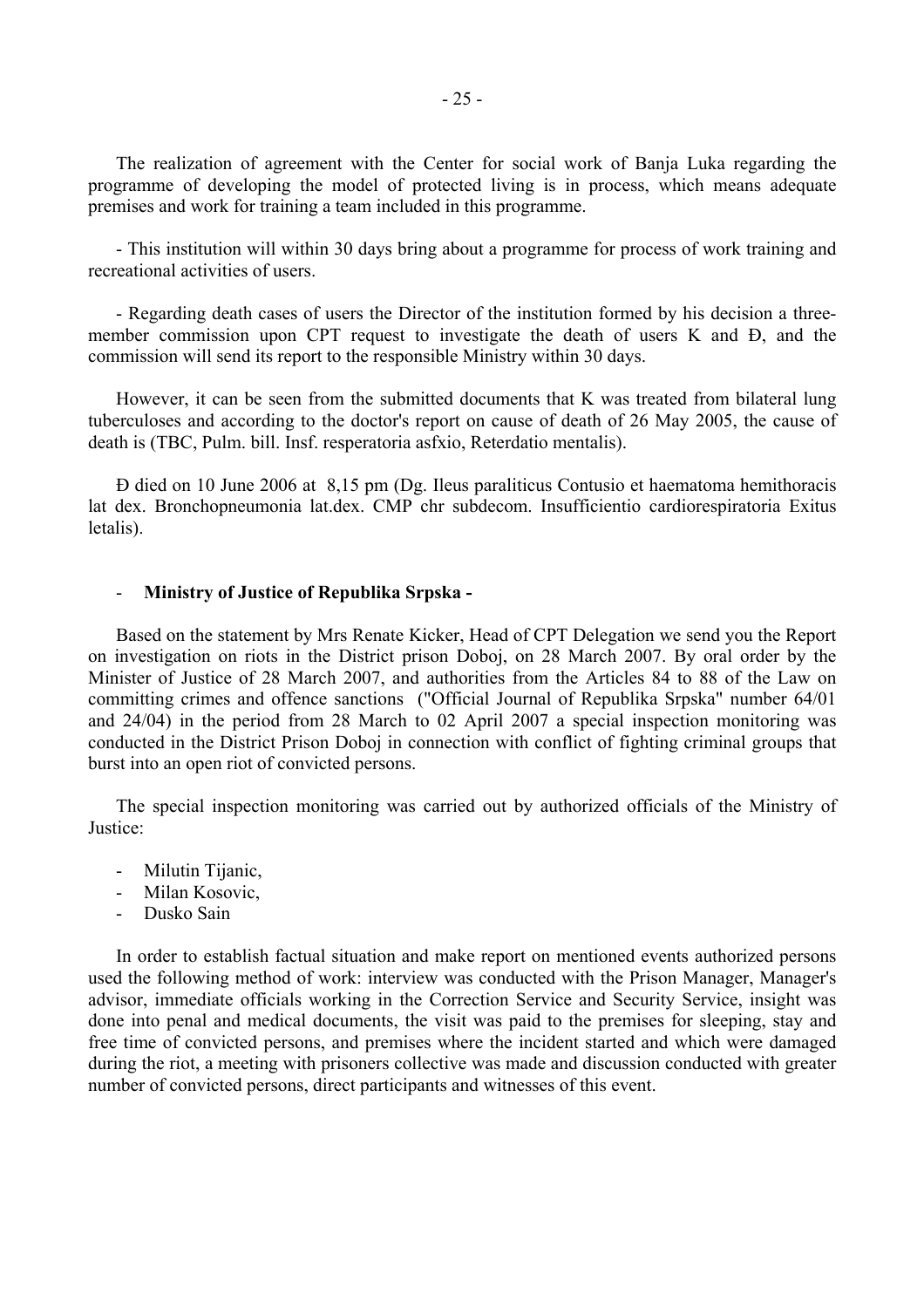The realization of agreement with the Center for social work of Banja Luka regarding the programme of developing the model of protected living is in process, which means adequate premises and work for training a team included in this programme.

- This institution will within 30 days bring about a programme for process of work training and recreational activities of users.

- Regarding death cases of users the Director of the institution formed by his decision a three-member commission upon CPT request to investigate the death of users K and Đ, and the commission will send its report to the responsible Ministry within 30 days.

However, it can be seen from the submitted documents that K was treated from bilateral lung tuberculoses and according to the doctor's report on cause of death of 26 May 2005, the cause of death is (TBC, Pulm. bill. Insf. resperatoria asfxio, Reterdatio mentalis).

Đ died on 10 June 2006 at 8,15 pm (Dg. Ileus paraliticus Contusio et haematoma hemithoracis lat dex. Bronchopneumonia lat.dex. CMP chr subdecom. Insufficientio cardiorespiratoria Exitus letalis).

- **Ministry of Justice of Republika Srpska -**

Based on the statement by Mrs Renate Kicker, Head of CPT Delegation we send you the Report on investigation on riots in the District prison Doboj, on 28 March 2007. By oral order by the Minister of Justice of 28 March 2007, and authorities from the Articles 84 to 88 of the Law on committing crimes and offence sanctions ("Official Journal of Republika Srpska" number 64/01 and 24/04) in the period from 28 March to 02 April 2007 a special inspection monitoring was conducted in the District Prison Doboj in connection with conflict of fighting criminal groups that burst into an open riot of convicted persons.

The special inspection monitoring was carried out by authorized officials of the Ministry of Justice:

- Milutin Tijanic,
- Milan Kosovic,
- Dusko Sain

In order to establish factual situation and make report on mentioned events authorized persons used the following method of work: interview was conducted with the Prison Manager, Manager's advisor, immediate officials working in the Correction Service and Security Service, insight was done into penal and medical documents, the visit was paid to the premises for sleeping, stay and free time of convicted persons, and premises where the incident started and which were damaged during the riot, a meeting with prisoners collective was made and discussion conducted with greater number of convicted persons, direct participants and witnesses of this event.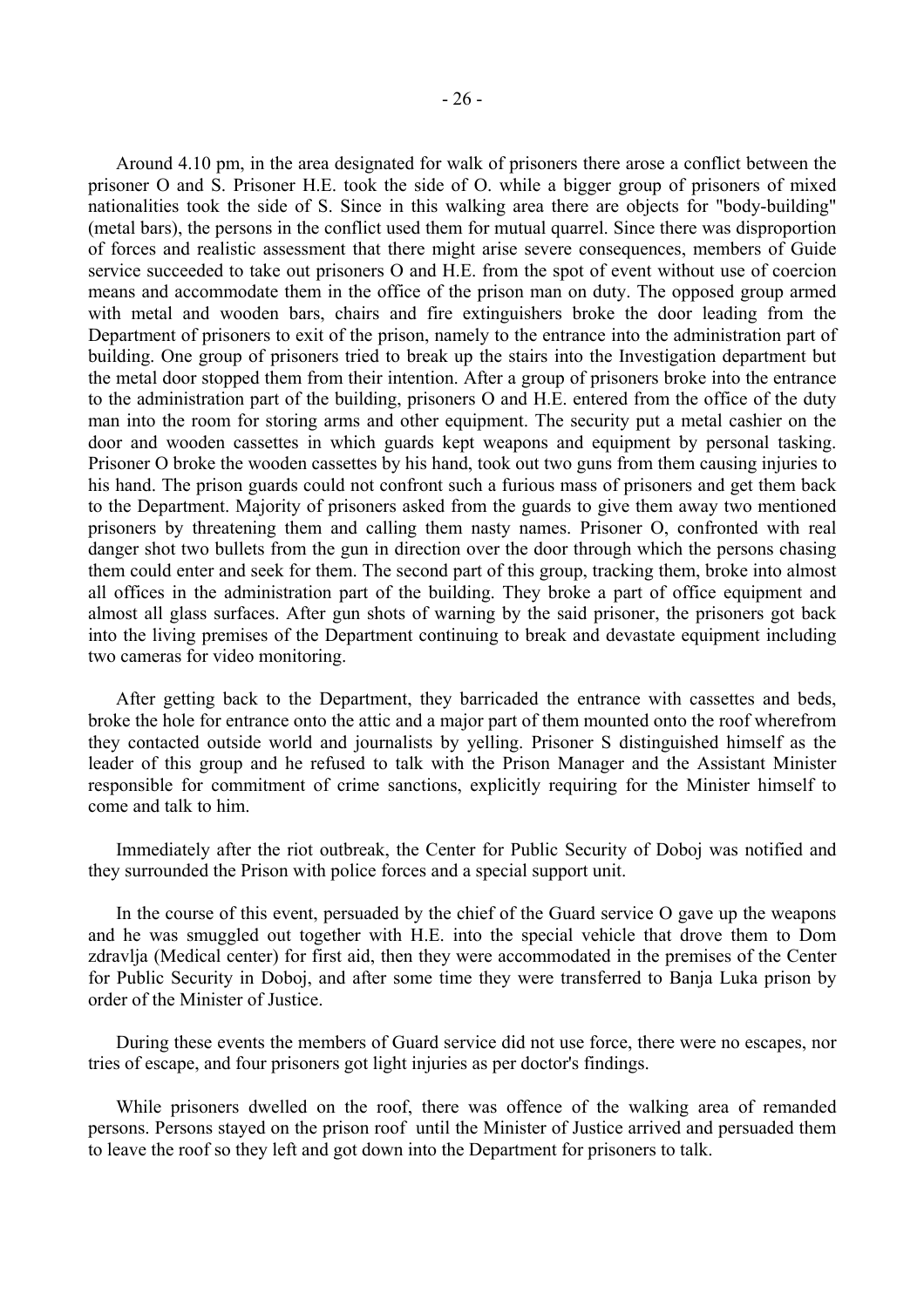Around 4.10 pm, in the area designated for walk of prisoners there arose a conflict between the prisoner O and S. Prisoner H.E. took the side of O. while a bigger group of prisoners of mixed nationalities took the side of S. Since in this walking area there are objects for "body-building" (metal bars), the persons in the conflict used them for mutual quarrel. Since there was disproportion of forces and realistic assessment that there might arise severe consequences, members of Guide service succeeded to take out prisoners O and H.E. from the spot of event without use of coercion means and accommodate them in the office of the prison man on duty. The opposed group armed with metal and wooden bars, chairs and fire extinguishers broke the door leading from the Department of prisoners to exit of the prison, namely to the entrance into the administration part of building. One group of prisoners tried to break up the stairs into the Investigation department but the metal door stopped them from their intention. After a group of prisoners broke into the entrance to the administration part of the building, prisoners O and H.E. entered from the office of the duty man into the room for storing arms and other equipment. The security put a metal cashier on the door and wooden cassettes in which guards kept weapons and equipment by personal tasking. Prisoner O broke the wooden cassettes by his hand, took out two guns from them causing injuries to his hand. The prison guards could not confront such a furious mass of prisoners and get them back to the Department. Majority of prisoners asked from the guards to give them away two mentioned prisoners by threatening them and calling them nasty names. Prisoner O, confronted with real danger shot two bullets from the gun in direction over the door through which the persons chasing them could enter and seek for them. The second part of this group, tracking them, broke into almost all offices in the administration part of the building. They broke a part of office equipment and almost all glass surfaces. After gun shots of warning by the said prisoner, the prisoners got back into the living premises of the Department continuing to break and devastate equipment including two cameras for video monitoring.

After getting back to the Department, they barricaded the entrance with cassettes and beds, broke the hole for entrance onto the attic and a major part of them mounted onto the roof wherefrom they contacted outside world and journalists by yelling. Prisoner S distinguished himself as the leader of this group and he refused to talk with the Prison Manager and the Assistant Minister responsible for commitment of crime sanctions, explicitly requiring for the Minister himself to come and talk to him.

Immediately after the riot outbreak, the Center for Public Security of Doboj was notified and they surrounded the Prison with police forces and a special support unit.

In the course of this event, persuaded by the chief of the Guard service O gave up the weapons and he was smuggled out together with H.E. into the special vehicle that drove them to Dom zdravlja (Medical center) for first aid, then they were accommodated in the premises of the Center for Public Security in Doboj, and after some time they were transferred to Banja Luka prison by order of the Minister of Justice.

During these events the members of Guard service did not use force, there were no escapes, nor tries of escape, and four prisoners got light injuries as per doctor's findings.

While prisoners dwelled on the roof, there was offence of the walking area of remanded persons. Persons stayed on the prison roof until the Minister of Justice arrived and persuaded them to leave the roof so they left and got down into the Department for prisoners to talk.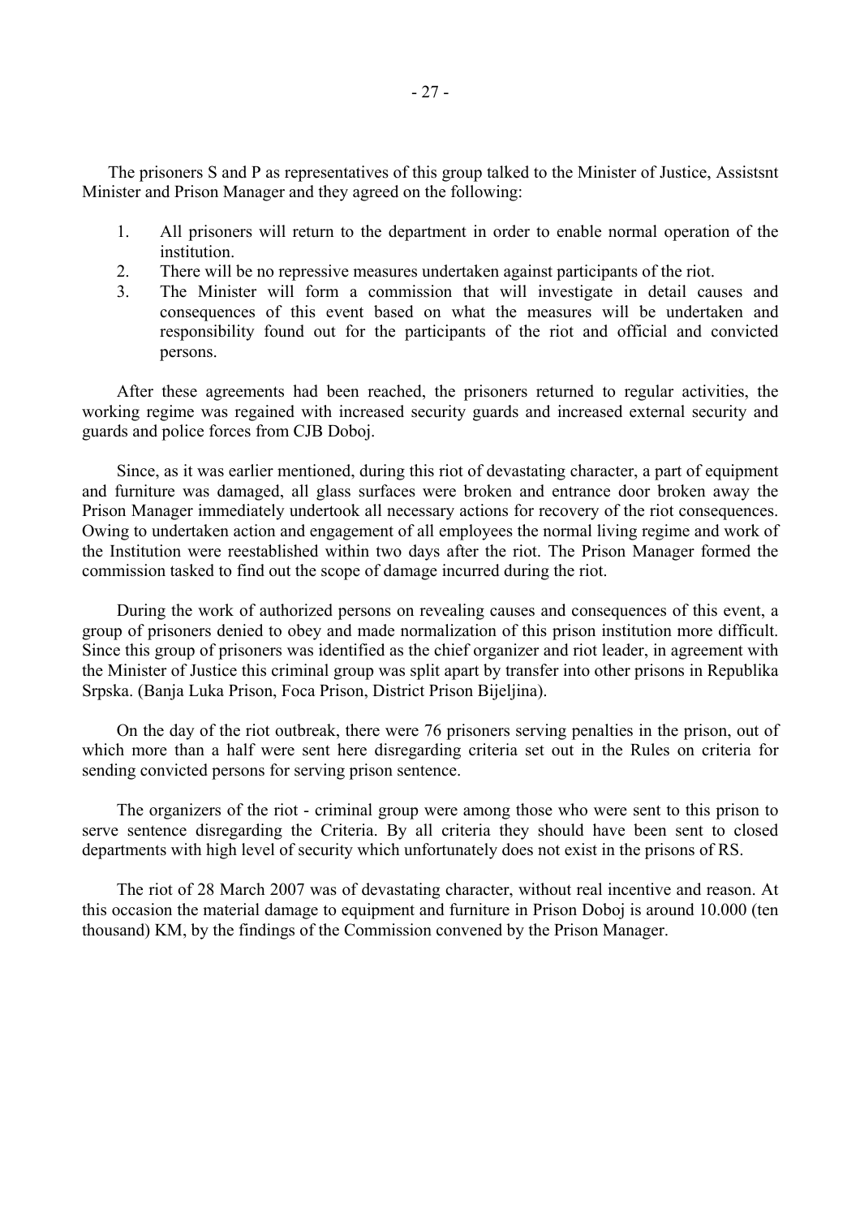The prisoners S and P as representatives of this group talked to the Minister of Justice, Assistsnt Minister and Prison Manager and they agreed on the following:

1. All prisoners will return to the department in order to enable normal operation of the institution.
2. There will be no repressive measures undertaken against participants of the riot.
3. The Minister will form a commission that will investigate in detail causes and consequences of this event based on what the measures will be undertaken and responsibility found out for the participants of the riot and official and convicted persons.

After these agreements had been reached, the prisoners returned to regular activities, the working regime was regained with increased security guards and increased external security and guards and police forces from CJB Doboj.

Since, as it was earlier mentioned, during this riot of devastating character, a part of equipment and furniture was damaged, all glass surfaces were broken and entrance door broken away the Prison Manager immediately undertook all necessary actions for recovery of the riot consequences. Owing to undertaken action and engagement of all employees the normal living regime and work of the Institution were reestablished within two days after the riot. The Prison Manager formed the commission tasked to find out the scope of damage incurred during the riot.

During the work of authorized persons on revealing causes and consequences of this event, a group of prisoners denied to obey and made normalization of this prison institution more difficult. Since this group of prisoners was identified as the chief organizer and riot leader, in agreement with the Minister of Justice this criminal group was split apart by transfer into other prisons in Republika Srpska. (Banja Luka Prison, Foca Prison, District Prison Bijeljina).

On the day of the riot outbreak, there were 76 prisoners serving penalties in the prison, out of which more than a half were sent here disregarding criteria set out in the Rules on criteria for sending convicted persons for serving prison sentence.

The organizers of the riot - criminal group were among those who were sent to this prison to serve sentence disregarding the Criteria. By all criteria they should have been sent to closed departments with high level of security which unfortunately does not exist in the prisons of RS.

The riot of 28 March 2007 was of devastating character, without real incentive and reason. At this occasion the material damage to equipment and furniture in Prison Doboj is around 10.000 (ten thousand) KM, by the findings of the Commission convened by the Prison Manager.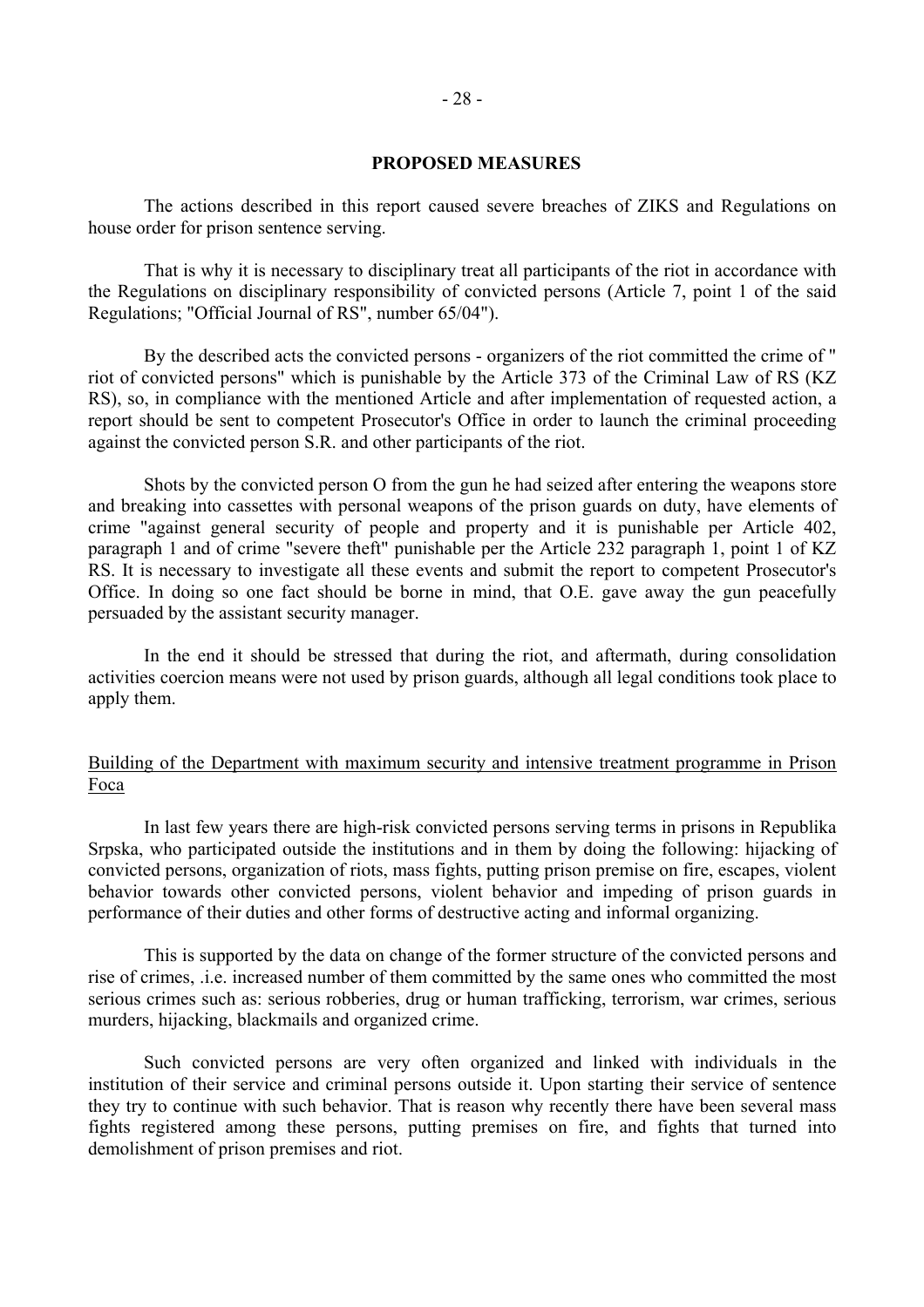## PROPOSED MEASURES

The actions described in this report caused severe breaches of ZIKS and Regulations on house order for prison sentence serving.

That is why it is necessary to disciplinary treat all participants of the riot in accordance with the Regulations on disciplinary responsibility of convicted persons (Article 7, point 1 of the said Regulations; "Official Journal of RS", number 65/04").

By the described acts the convicted persons - organizers of the riot committed the crime of " riot of convicted persons" which is punishable by the Article 373 of the Criminal Law of RS (KZ RS), so, in compliance with the mentioned Article and after implementation of requested action, a report should be sent to competent Prosecutor's Office in order to launch the criminal proceeding against the convicted person S.R. and other participants of the riot.

Shots by the convicted person O from the gun he had seized after entering the weapons store and breaking into cassettes with personal weapons of the prison guards on duty, have elements of crime "against general security of people and property and it is punishable per Article 402, paragraph 1 and of crime "severe theft" punishable per the Article 232 paragraph 1, point 1 of KZ RS. It is necessary to investigate all these events and submit the report to competent Prosecutor's Office. In doing so one fact should be borne in mind, that O.E. gave away the gun peacefully persuaded by the assistant security manager.

In the end it should be stressed that during the riot, and aftermath, during consolidation activities coercion means were not used by prison guards, although all legal conditions took place to apply them.

<u>Building of the Department with maximum security and intensive treatment programme in Prison Foca</u>

In last few years there are high-risk convicted persons serving terms in prisons in Republika Srpska, who participated outside the institutions and in them by doing the following: hijacking of convicted persons, organization of riots, mass fights, putting prison premise on fire, escapes, violent behavior towards other convicted persons, violent behavior and impeding of prison guards in performance of their duties and other forms of destructive acting and informal organizing.

This is supported by the data on change of the former structure of the convicted persons and rise of crimes, .i.e. increased number of them committed by the same ones who committed the most serious crimes such as: serious robberies, drug or human trafficking, terrorism, war crimes, serious murders, hijacking, blackmails and organized crime.

Such convicted persons are very often organized and linked with individuals in the institution of their service and criminal persons outside it. Upon starting their service of sentence they try to continue with such behavior. That is reason why recently there have been several mass fights registered among these persons, putting premises on fire, and fights that turned into demolishment of prison premises and riot.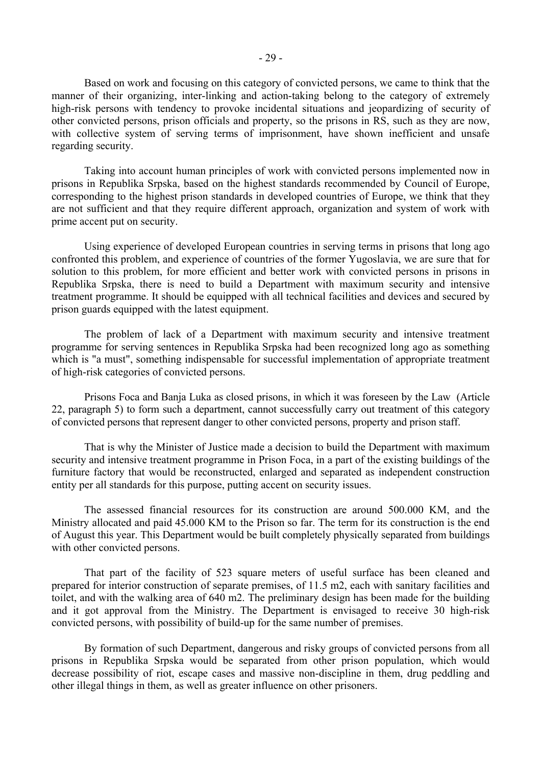Based on work and focusing on this category of convicted persons, we came to think that the manner of their organizing, inter-linking and action-taking belong to the category of extremely high-risk persons with tendency to provoke incidental situations and jeopardizing of security of other convicted persons, prison officials and property, so the prisons in RS, such as they are now, with collective system of serving terms of imprisonment, have shown inefficient and unsafe regarding security.

Taking into account human principles of work with convicted persons implemented now in prisons in Republika Srpska, based on the highest standards recommended by Council of Europe, corresponding to the highest prison standards in developed countries of Europe, we think that they are not sufficient and that they require different approach, organization and system of work with prime accent put on security.

Using experience of developed European countries in serving terms in prisons that long ago confronted this problem, and experience of countries of the former Yugoslavia, we are sure that for solution to this problem, for more efficient and better work with convicted persons in prisons in Republika Srpska, there is need to build a Department with maximum security and intensive treatment programme. It should be equipped with all technical facilities and devices and secured by prison guards equipped with the latest equipment.

The problem of lack of a Department with maximum security and intensive treatment programme for serving sentences in Republika Srpska had been recognized long ago as something which is "a must", something indispensable for successful implementation of appropriate treatment of high-risk categories of convicted persons.

Prisons Foca and Banja Luka as closed prisons, in which it was foreseen by the Law (Article 22, paragraph 5) to form such a department, cannot successfully carry out treatment of this category of convicted persons that represent danger to other convicted persons, property and prison staff.

That is why the Minister of Justice made a decision to build the Department with maximum security and intensive treatment programme in Prison Foca, in a part of the existing buildings of the furniture factory that would be reconstructed, enlarged and separated as independent construction entity per all standards for this purpose, putting accent on security issues.

The assessed financial resources for its construction are around 500.000 KM, and the Ministry allocated and paid 45.000 KM to the Prison so far. The term for its construction is the end of August this year. This Department would be built completely physically separated from buildings with other convicted persons.

That part of the facility of 523 square meters of useful surface has been cleaned and prepared for interior construction of separate premises, of 11.5 m2, each with sanitary facilities and toilet, and with the walking area of 640 m2. The preliminary design has been made for the building and it got approval from the Ministry. The Department is envisaged to receive 30 high-risk convicted persons, with possibility of build-up for the same number of premises.

By formation of such Department, dangerous and risky groups of convicted persons from all prisons in Republika Srpska would be separated from other prison population, which would decrease possibility of riot, escape cases and massive non-discipline in them, drug peddling and other illegal things in them, as well as greater influence on other prisoners.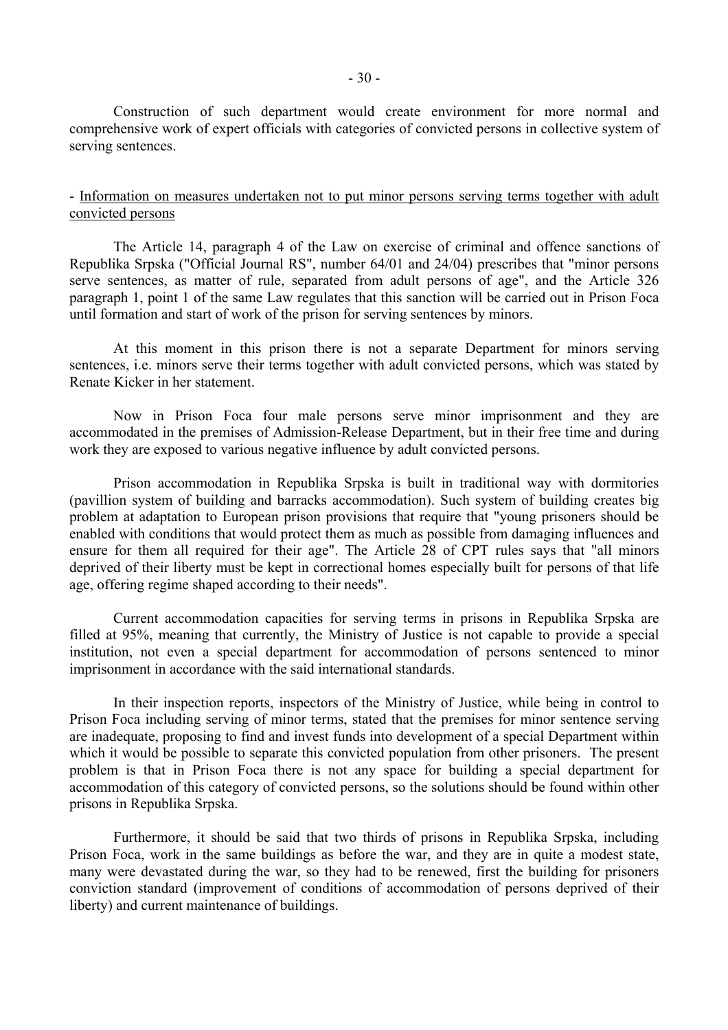Construction of such department would create environment for more normal and comprehensive work of expert officials with categories of convicted persons in collective system of serving sentences.

- <u>Information on measures undertaken not to put minor persons serving terms together with adult convicted persons</u>

The Article 14, paragraph 4 of the Law on exercise of criminal and offence sanctions of Republika Srpska ("Official Journal RS", number 64/01 and 24/04) prescribes that "minor persons serve sentences, as matter of rule, separated from adult persons of age", and the Article 326 paragraph 1, point 1 of the same Law regulates that this sanction will be carried out in Prison Foca until formation and start of work of the prison for serving sentences by minors.

At this moment in this prison there is not a separate Department for minors serving sentences, i.e. minors serve their terms together with adult convicted persons, which was stated by Renate Kicker in her statement.

Now in Prison Foca four male persons serve minor imprisonment and they are accommodated in the premises of Admission-Release Department, but in their free time and during work they are exposed to various negative influence by adult convicted persons.

Prison accommodation in Republika Srpska is built in traditional way with dormitories (pavillion system of building and barracks accommodation). Such system of building creates big problem at adaptation to European prison provisions that require that "young prisoners should be enabled with conditions that would protect them as much as possible from damaging influences and ensure for them all required for their age". The Article 28 of CPT rules says that "all minors deprived of their liberty must be kept in correctional homes especially built for persons of that life age, offering regime shaped according to their needs".

Current accommodation capacities for serving terms in prisons in Republika Srpska are filled at 95%, meaning that currently, the Ministry of Justice is not capable to provide a special institution, not even a special department for accommodation of persons sentenced to minor imprisonment in accordance with the said international standards.

In their inspection reports, inspectors of the Ministry of Justice, while being in control to Prison Foca including serving of minor terms, stated that the premises for minor sentence serving are inadequate, proposing to find and invest funds into development of a special Department within which it would be possible to separate this convicted population from other prisoners. The present problem is that in Prison Foca there is not any space for building a special department for accommodation of this category of convicted persons, so the solutions should be found within other prisons in Republika Srpska.

Furthermore, it should be said that two thirds of prisons in Republika Srpska, including Prison Foca, work in the same buildings as before the war, and they are in quite a modest state, many were devastated during the war, so they had to be renewed, first the building for prisoners conviction standard (improvement of conditions of accommodation of persons deprived of their liberty) and current maintenance of buildings.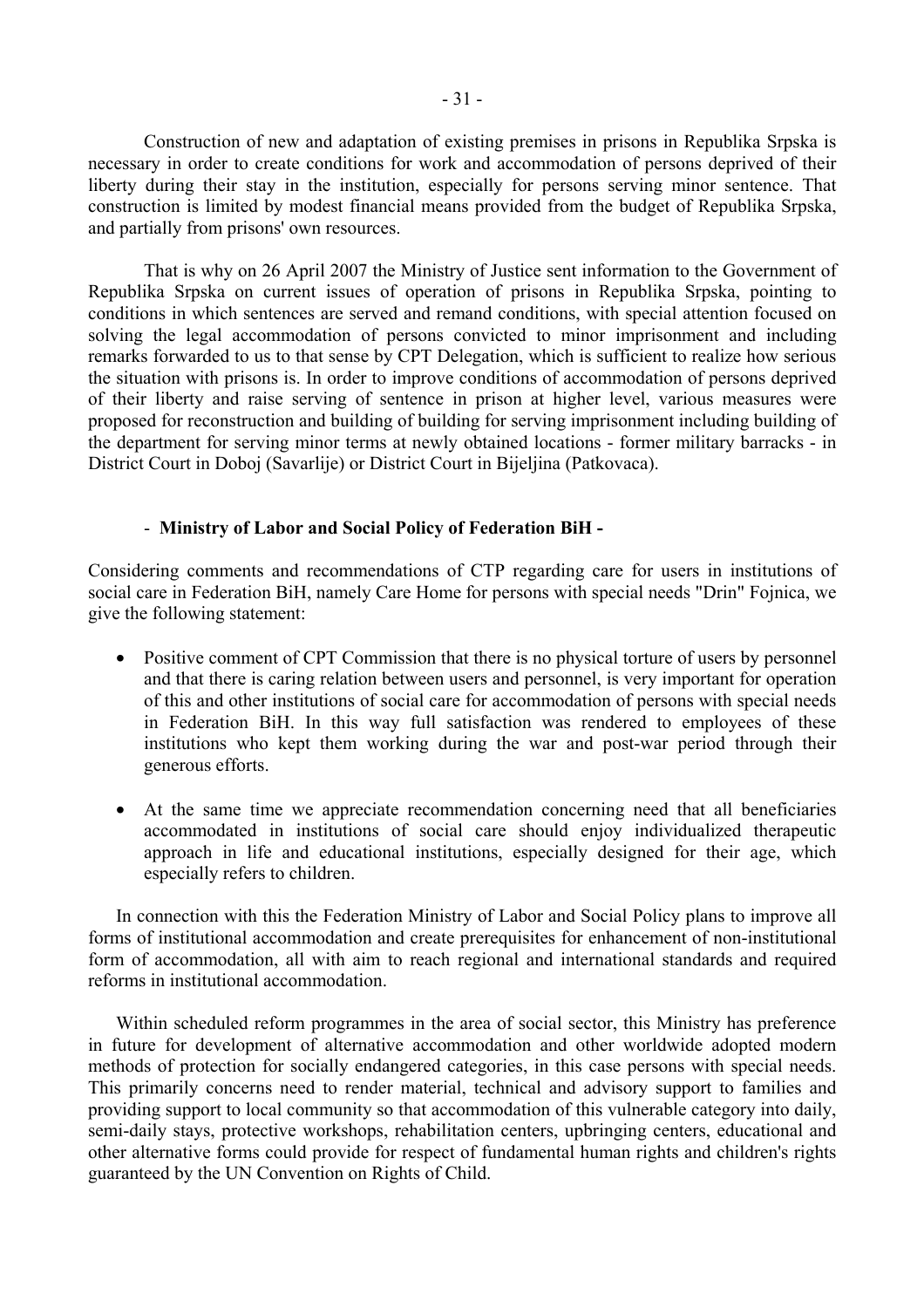Construction of new and adaptation of existing premises in prisons in Republika Srpska is necessary in order to create conditions for work and accommodation of persons deprived of their liberty during their stay in the institution, especially for persons serving minor sentence. That construction is limited by modest financial means provided from the budget of Republika Srpska, and partially from prisons' own resources.

That is why on 26 April 2007 the Ministry of Justice sent information to the Government of Republika Srpska on current issues of operation of prisons in Republika Srpska, pointing to conditions in which sentences are served and remand conditions, with special attention focused on solving the legal accommodation of persons convicted to minor imprisonment and including remarks forwarded to us to that sense by CPT Delegation, which is sufficient to realize how serious the situation with prisons is. In order to improve conditions of accommodation of persons deprived of their liberty and raise serving of sentence in prison at higher level, various measures were proposed for reconstruction and building of building for serving imprisonment including building of the department for serving minor terms at newly obtained locations - former military barracks - in District Court in Doboj (Savarlije) or District Court in Bijeljina (Patkovaca).

- **Ministry of Labor and Social Policy of Federation BiH -**

Considering comments and recommendations of CTP regarding care for users in institutions of social care in Federation BiH, namely Care Home for persons with special needs "Drin" Fojnica, we give the following statement:

- Positive comment of CPT Commission that there is no physical torture of users by personnel and that there is caring relation between users and personnel, is very important for operation of this and other institutions of social care for accommodation of persons with special needs in Federation BiH. In this way full satisfaction was rendered to employees of these institutions who kept them working during the war and post-war period through their generous efforts.
- At the same time we appreciate recommendation concerning need that all beneficiaries accommodated in institutions of social care should enjoy individualized therapeutic approach in life and educational institutions, especially designed for their age, which especially refers to children.

In connection with this the Federation Ministry of Labor and Social Policy plans to improve all forms of institutional accommodation and create prerequisites for enhancement of non-institutional form of accommodation, all with aim to reach regional and international standards and required reforms in institutional accommodation.

Within scheduled reform programmes in the area of social sector, this Ministry has preference in future for development of alternative accommodation and other worldwide adopted modern methods of protection for socially endangered categories, in this case persons with special needs. This primarily concerns need to render material, technical and advisory support to families and providing support to local community so that accommodation of this vulnerable category into daily, semi-daily stays, protective workshops, rehabilitation centers, upbringing centers, educational and other alternative forms could provide for respect of fundamental human rights and children's rights guaranteed by the UN Convention on Rights of Child.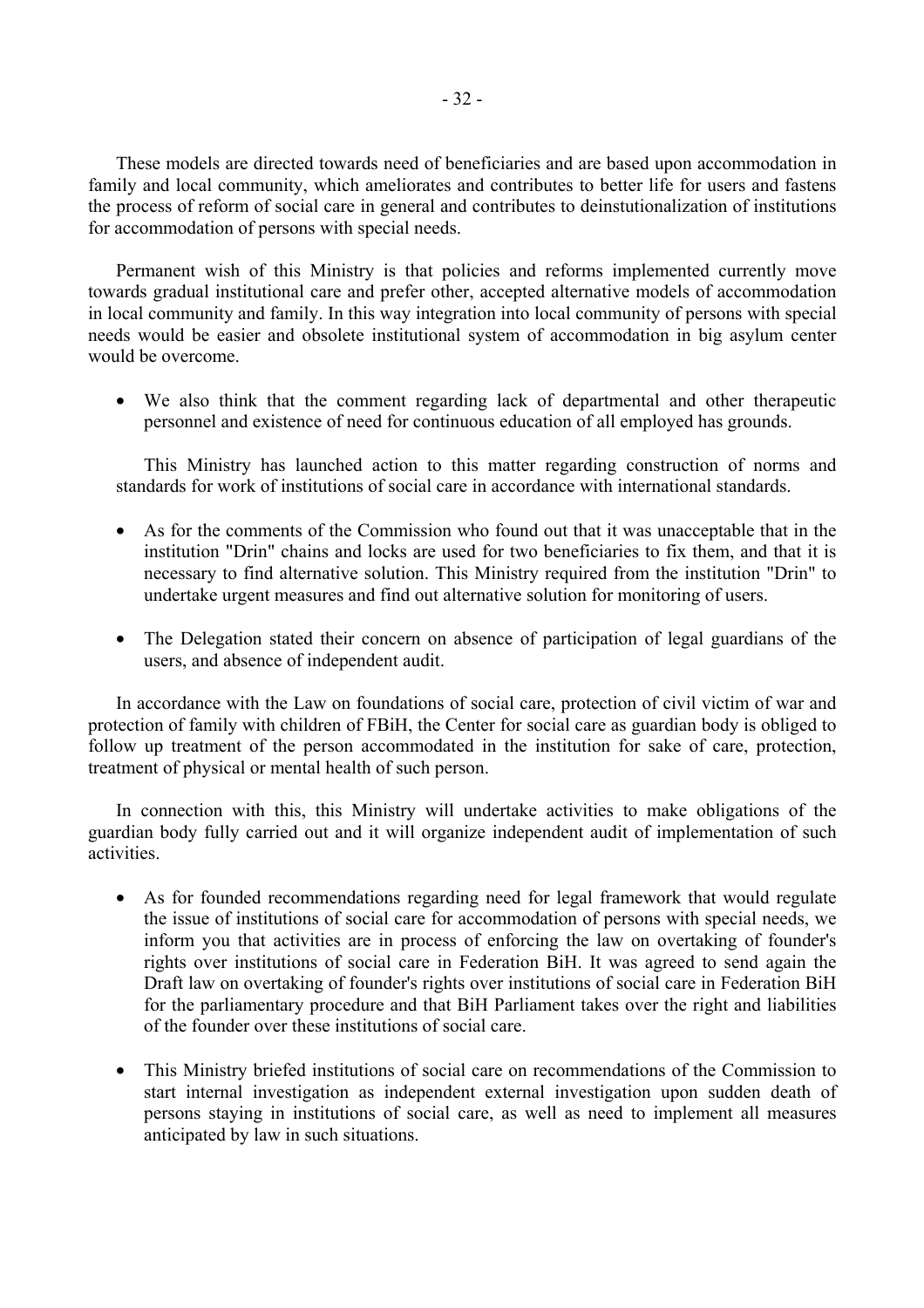These models are directed towards need of beneficiaries and are based upon accommodation in family and local community, which ameliorates and contributes to better life for users and fastens the process of reform of social care in general and contributes to deinstutionalization of institutions for accommodation of persons with special needs.

Permanent wish of this Ministry is that policies and reforms implemented currently move towards gradual institutional care and prefer other, accepted alternative models of accommodation in local community and family. In this way integration into local community of persons with special needs would be easier and obsolete institutional system of accommodation in big asylum center would be overcome.

- We also think that the comment regarding lack of departmental and other therapeutic personnel and existence of need for continuous education of all employed has grounds.

  This Ministry has launched action to this matter regarding construction of norms and standards for work of institutions of social care in accordance with international standards.

- As for the comments of the Commission who found out that it was unacceptable that in the institution "Drin" chains and locks are used for two beneficiaries to fix them, and that it is necessary to find alternative solution. This Ministry required from the institution "Drin" to undertake urgent measures and find out alternative solution for monitoring of users.

- The Delegation stated their concern on absence of participation of legal guardians of the users, and absence of independent audit.

In accordance with the Law on foundations of social care, protection of civil victim of war and protection of family with children of FBiH, the Center for social care as guardian body is obliged to follow up treatment of the person accommodated in the institution for sake of care, protection, treatment of physical or mental health of such person.

In connection with this, this Ministry will undertake activities to make obligations of the guardian body fully carried out and it will organize independent audit of implementation of such activities.

- As for founded recommendations regarding need for legal framework that would regulate the issue of institutions of social care for accommodation of persons with special needs, we inform you that activities are in process of enforcing the law on overtaking of founder's rights over institutions of social care in Federation BiH. It was agreed to send again the Draft law on overtaking of founder's rights over institutions of social care in Federation BiH for the parliamentary procedure and that BiH Parliament takes over the right and liabilities of the founder over these institutions of social care.

- This Ministry briefed institutions of social care on recommendations of the Commission to start internal investigation as independent external investigation upon sudden death of persons staying in institutions of social care, as well as need to implement all measures anticipated by law in such situations.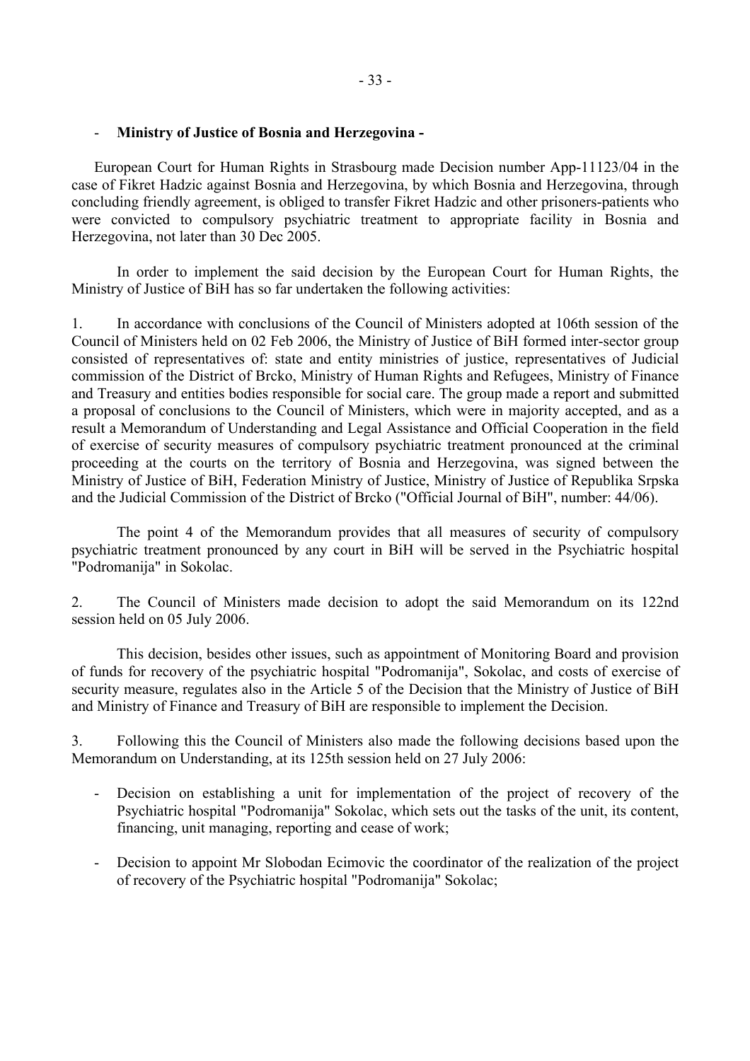- **Ministry of Justice of Bosnia and Herzegovina -**

European Court for Human Rights in Strasbourg made Decision number App-11123/04 in the case of Fikret Hadzic against Bosnia and Herzegovina, by which Bosnia and Herzegovina, through concluding friendly agreement, is obliged to transfer Fikret Hadzic and other prisoners-patients who were convicted to compulsory psychiatric treatment to appropriate facility in Bosnia and Herzegovina, not later than 30 Dec 2005.

In order to implement the said decision by the European Court for Human Rights, the Ministry of Justice of BiH has so far undertaken the following activities:

1. In accordance with conclusions of the Council of Ministers adopted at 106th session of the Council of Ministers held on 02 Feb 2006, the Ministry of Justice of BiH formed inter-sector group consisted of representatives of: state and entity ministries of justice, representatives of Judicial commission of the District of Brcko, Ministry of Human Rights and Refugees, Ministry of Finance and Treasury and entities bodies responsible for social care. The group made a report and submitted a proposal of conclusions to the Council of Ministers, which were in majority accepted, and as a result a Memorandum of Understanding and Legal Assistance and Official Cooperation in the field of exercise of security measures of compulsory psychiatric treatment pronounced at the criminal proceeding at the courts on the territory of Bosnia and Herzegovina, was signed between the Ministry of Justice of BiH, Federation Ministry of Justice, Ministry of Justice of Republika Srpska and the Judicial Commission of the District of Brcko ("Official Journal of BiH", number: 44/06).

The point 4 of the Memorandum provides that all measures of security of compulsory psychiatric treatment pronounced by any court in BiH will be served in the Psychiatric hospital "Podromanija" in Sokolac.

2. The Council of Ministers made decision to adopt the said Memorandum on its 122nd session held on 05 July 2006.

This decision, besides other issues, such as appointment of Monitoring Board and provision of funds for recovery of the psychiatric hospital "Podromanija", Sokolac, and costs of exercise of security measure, regulates also in the Article 5 of the Decision that the Ministry of Justice of BiH and Ministry of Finance and Treasury of BiH are responsible to implement the Decision.

3. Following this the Council of Ministers also made the following decisions based upon the Memorandum on Understanding, at its 125th session held on 27 July 2006:

- Decision on establishing a unit for implementation of the project of recovery of the Psychiatric hospital "Podromanija" Sokolac, which sets out the tasks of the unit, its content, financing, unit managing, reporting and cease of work;
- Decision to appoint Mr Slobodan Ecimovic the coordinator of the realization of the project of recovery of the Psychiatric hospital "Podromanija" Sokolac;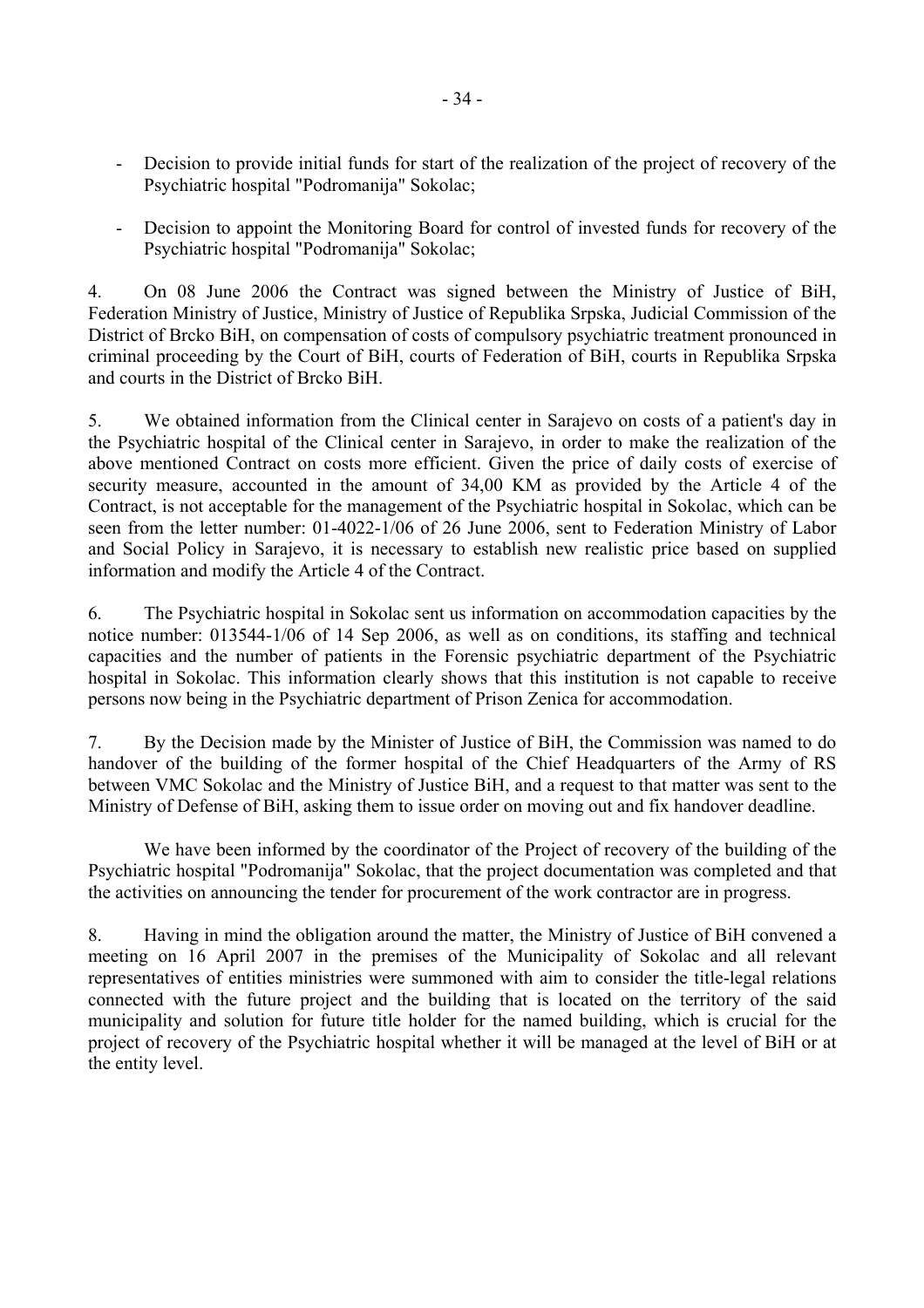- Decision to provide initial funds for start of the realization of the project of recovery of the Psychiatric hospital "Podromanija" Sokolac;

- Decision to appoint the Monitoring Board for control of invested funds for recovery of the Psychiatric hospital "Podromanija" Sokolac;

4. On 08 June 2006 the Contract was signed between the Ministry of Justice of BiH, Federation Ministry of Justice, Ministry of Justice of Republika Srpska, Judicial Commission of the District of Brcko BiH, on compensation of costs of compulsory psychiatric treatment pronounced in criminal proceeding by the Court of BiH, courts of Federation of BiH, courts in Republika Srpska and courts in the District of Brcko BiH.

5. We obtained information from the Clinical center in Sarajevo on costs of a patient's day in the Psychiatric hospital of the Clinical center in Sarajevo, in order to make the realization of the above mentioned Contract on costs more efficient. Given the price of daily costs of exercise of security measure, accounted in the amount of 34,00 KM as provided by the Article 4 of the Contract, is not acceptable for the management of the Psychiatric hospital in Sokolac, which can be seen from the letter number: 01-4022-1/06 of 26 June 2006, sent to Federation Ministry of Labor and Social Policy in Sarajevo, it is necessary to establish new realistic price based on supplied information and modify the Article 4 of the Contract.

6. The Psychiatric hospital in Sokolac sent us information on accommodation capacities by the notice number: 013544-1/06 of 14 Sep 2006, as well as on conditions, its staffing and technical capacities and the number of patients in the Forensic psychiatric department of the Psychiatric hospital in Sokolac. This information clearly shows that this institution is not capable to receive persons now being in the Psychiatric department of Prison Zenica for accommodation.

7. By the Decision made by the Minister of Justice of BiH, the Commission was named to do handover of the building of the former hospital of the Chief Headquarters of the Army of RS between VMC Sokolac and the Ministry of Justice BiH, and a request to that matter was sent to the Ministry of Defense of BiH, asking them to issue order on moving out and fix handover deadline.

We have been informed by the coordinator of the Project of recovery of the building of the Psychiatric hospital "Podromanija" Sokolac, that the project documentation was completed and that the activities on announcing the tender for procurement of the work contractor are in progress.

8. Having in mind the obligation around the matter, the Ministry of Justice of BiH convened a meeting on 16 April 2007 in the premises of the Municipality of Sokolac and all relevant representatives of entities ministries were summoned with aim to consider the title-legal relations connected with the future project and the building that is located on the territory of the said municipality and solution for future title holder for the named building, which is crucial for the project of recovery of the Psychiatric hospital whether it will be managed at the level of BiH or at the entity level.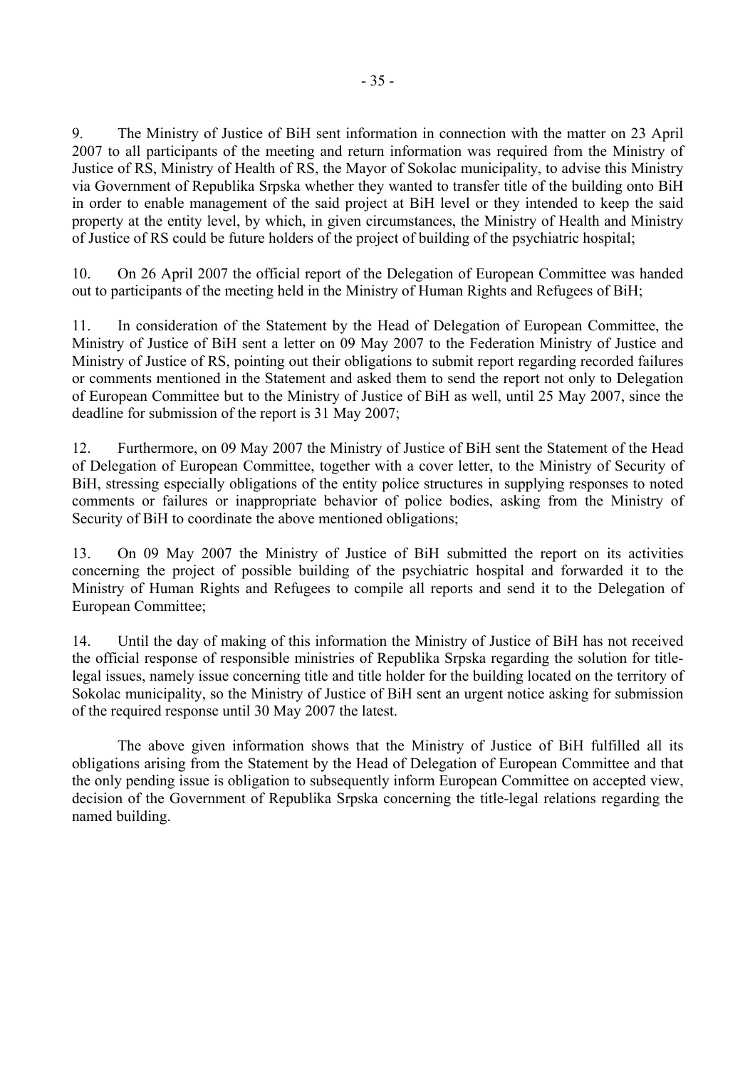9. The Ministry of Justice of BiH sent information in connection with the matter on 23 April 2007 to all participants of the meeting and return information was required from the Ministry of Justice of RS, Ministry of Health of RS, the Mayor of Sokolac municipality, to advise this Ministry via Government of Republika Srpska whether they wanted to transfer title of the building onto BiH in order to enable management of the said project at BiH level or they intended to keep the said property at the entity level, by which, in given circumstances, the Ministry of Health and Ministry of Justice of RS could be future holders of the project of building of the psychiatric hospital;

10. On 26 April 2007 the official report of the Delegation of European Committee was handed out to participants of the meeting held in the Ministry of Human Rights and Refugees of BiH;

11. In consideration of the Statement by the Head of Delegation of European Committee, the Ministry of Justice of BiH sent a letter on 09 May 2007 to the Federation Ministry of Justice and Ministry of Justice of RS, pointing out their obligations to submit report regarding recorded failures or comments mentioned in the Statement and asked them to send the report not only to Delegation of European Committee but to the Ministry of Justice of BiH as well, until 25 May 2007, since the deadline for submission of the report is 31 May 2007;

12. Furthermore, on 09 May 2007 the Ministry of Justice of BiH sent the Statement of the Head of Delegation of European Committee, together with a cover letter, to the Ministry of Security of BiH, stressing especially obligations of the entity police structures in supplying responses to noted comments or failures or inappropriate behavior of police bodies, asking from the Ministry of Security of BiH to coordinate the above mentioned obligations;

13. On 09 May 2007 the Ministry of Justice of BiH submitted the report on its activities concerning the project of possible building of the psychiatric hospital and forwarded it to the Ministry of Human Rights and Refugees to compile all reports and send it to the Delegation of European Committee;

14. Until the day of making of this information the Ministry of Justice of BiH has not received the official response of responsible ministries of Republika Srpska regarding the solution for title-legal issues, namely issue concerning title and title holder for the building located on the territory of Sokolac municipality, so the Ministry of Justice of BiH sent an urgent notice asking for submission of the required response until 30 May 2007 the latest.

The above given information shows that the Ministry of Justice of BiH fulfilled all its obligations arising from the Statement by the Head of Delegation of European Committee and that the only pending issue is obligation to subsequently inform European Committee on accepted view, decision of the Government of Republika Srpska concerning the title-legal relations regarding the named building.